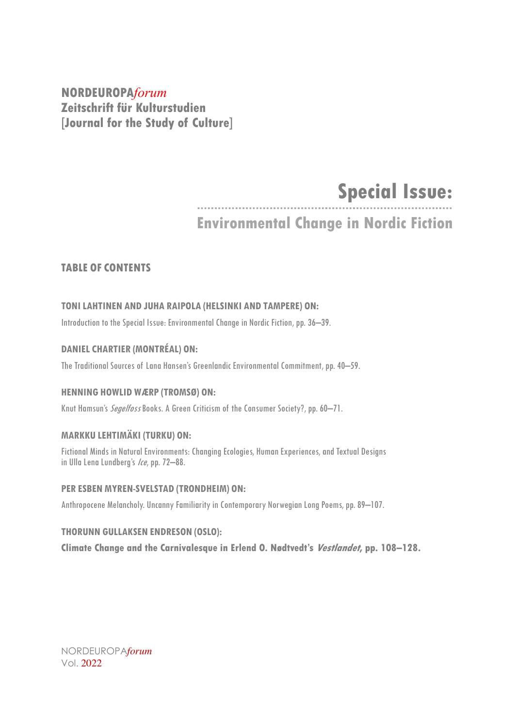**NORDEUROPA*forum***
**Zeitschrift für Kulturstudien**
**[Journal for the Study of Culture]**

# Special Issue:

## Environmental Change in Nordic Fiction

### TABLE OF CONTENTS

**TONI LAHTINEN AND JUHA RAIPOLA (HELSINKI AND TAMPERE) ON:**

Introduction to the Special Issue: Environmental Change in Nordic Fiction, pp. 36–39.

**DANIEL CHARTIER (MONTRÉAL) ON:**

The Traditional Sources of Lana Hansen's Greenlandic Environmental Commitment, pp. 40–59.

**HENNING HOWLID WÆRP (TROMSØ) ON:**

Knut Hamsun's *Segelfoss* Books. A Green Criticism of the Consumer Society?, pp. 60–71.

**MARKKU LEHTIMÄKI (TURKU) ON:**

Fictional Minds in Natural Environments: Changing Ecologies, Human Experiences, and Textual Designs in Ulla Lena Lundberg's *Ice*, pp. 72–88.

**PER ESBEN MYREN-SVELSTAD (TRONDHEIM) ON:**

Anthropocene Melancholy. Uncanny Familiarity in Contemporary Norwegian Long Poems, pp. 89–107.

**THORUNN GULLAKSEN ENDRESON (OSLO):**

**Climate Change and the Carnivalesque in Erlend O. Nødtvedt's *Vestlandet*, pp. 108–128.**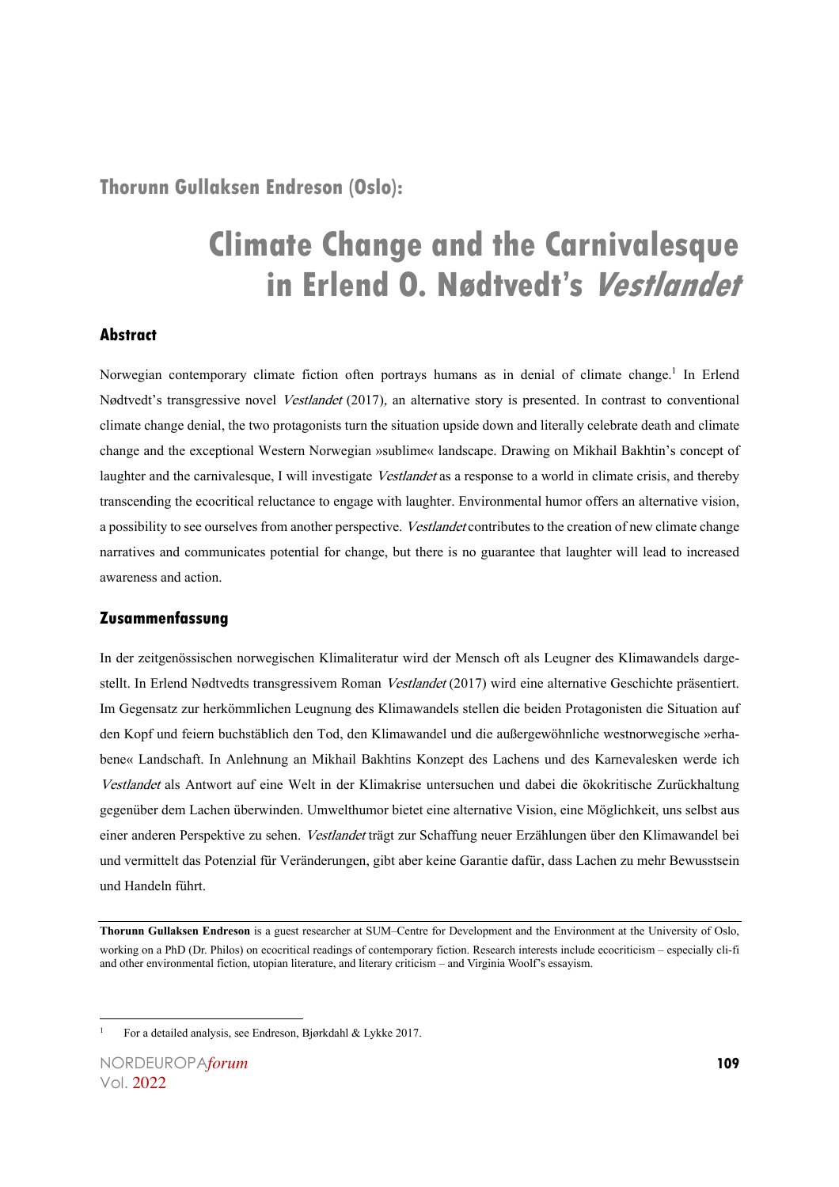Thorunn Gullaksen Endreson (Oslo):

# Climate Change and the Carnivalesque in Erlend O. Nødtvedt's *Vestlandet*

## Abstract

Norwegian contemporary climate fiction often portrays humans as in denial of climate change.[1] In Erlend Nødtvedt's transgressive novel *Vestlandet* (2017), an alternative story is presented. In contrast to conventional climate change denial, the two protagonists turn the situation upside down and literally celebrate death and climate change and the exceptional Western Norwegian »sublime« landscape. Drawing on Mikhail Bakhtin's concept of laughter and the carnivalesque, I will investigate *Vestlandet* as a response to a world in climate crisis, and thereby transcending the ecocritical reluctance to engage with laughter. Environmental humor offers an alternative vision, a possibility to see ourselves from another perspective. *Vestlandet* contributes to the creation of new climate change narratives and communicates potential for change, but there is no guarantee that laughter will lead to increased awareness and action.

## Zusammenfassung

In der zeitgenössischen norwegischen Klimaliteratur wird der Mensch oft als Leugner des Klimawandels dargestellt. In Erlend Nødtvedts transgressivem Roman *Vestlandet* (2017) wird eine alternative Geschichte präsentiert. Im Gegensatz zur herkömmlichen Leugnung des Klimawandels stellen die beiden Protagonisten die Situation auf den Kopf und feiern buchstäblich den Tod, den Klimawandel und die außergewöhnliche westnorwegische »erhabene« Landschaft. In Anlehnung an Mikhail Bakhtins Konzept des Lachens und des Karnevalesken werde ich *Vestlandet* als Antwort auf eine Welt in der Klimakrise untersuchen und dabei die ökokritische Zurückhaltung gegenüber dem Lachen überwinden. Umwelthumor bietet eine alternative Vision, eine Möglichkeit, uns selbst aus einer anderen Perspektive zu sehen. *Vestlandet* trägt zur Schaffung neuer Erzählungen über den Klimawandel bei und vermittelt das Potenzial für Veränderungen, gibt aber keine Garantie dafür, dass Lachen zu mehr Bewusstsein und Handeln führt.

---

**Thorunn Gullaksen Endreson** is a guest researcher at SUM–Centre for Development and the Environment at the University of Oslo, working on a PhD (Dr. Philos) on ecocritical readings of contemporary fiction. Research interests include ecocriticism – especially cli-fi and other environmental fiction, utopian literature, and literary criticism – and Virginia Woolf's essayism.

---

[1] For a detailed analysis, see Endreson, Bjørkdahl & Lykke 2017.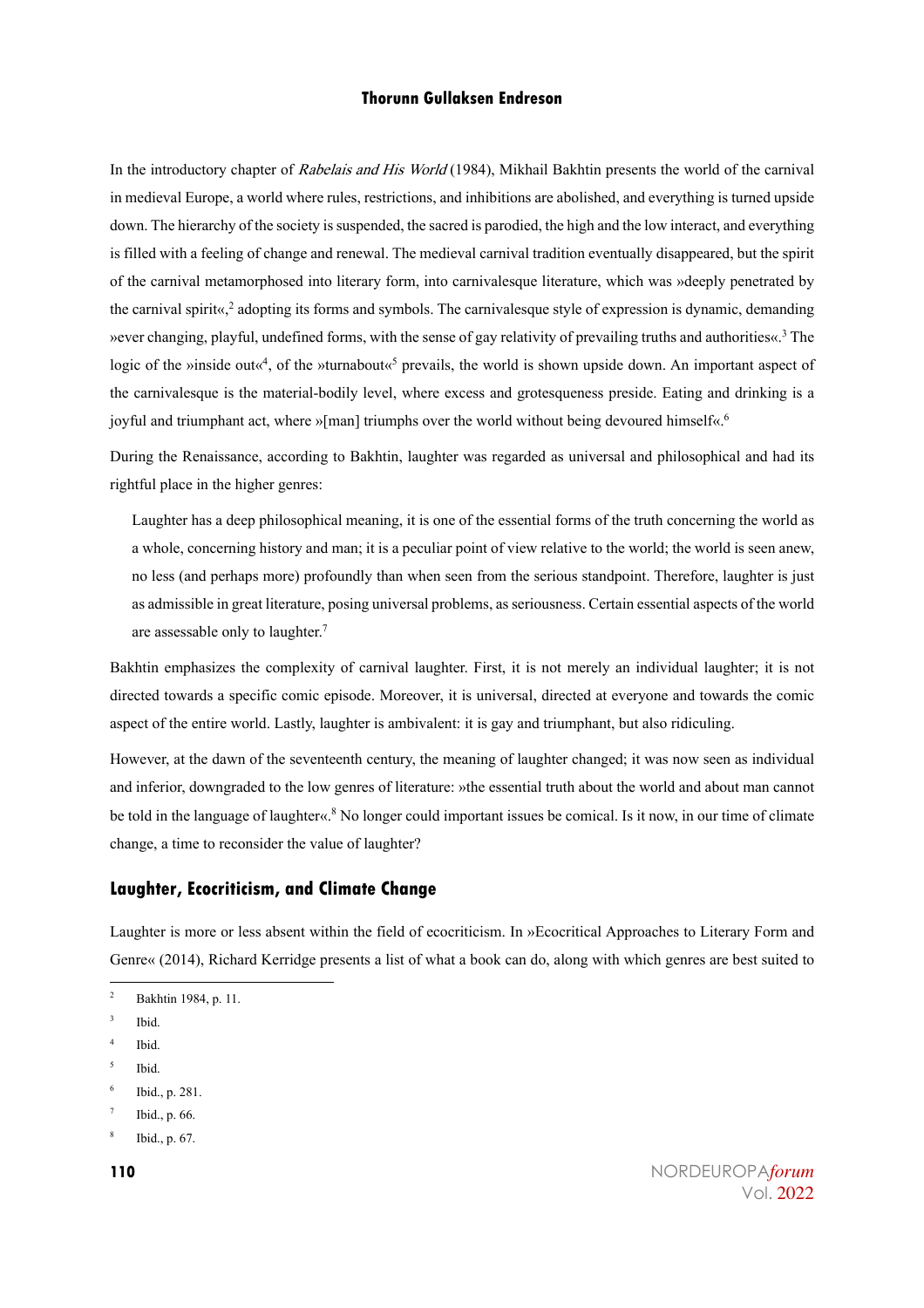In the introductory chapter of *Rabelais and His World* (1984), Mikhail Bakhtin presents the world of the carnival in medieval Europe, a world where rules, restrictions, and inhibitions are abolished, and everything is turned upside down. The hierarchy of the society is suspended, the sacred is parodied, the high and the low interact, and everything is filled with a feeling of change and renewal. The medieval carnival tradition eventually disappeared, but the spirit of the carnival metamorphosed into literary form, into carnivalesque literature, which was »deeply penetrated by the carnival spirit«,[2] adopting its forms and symbols. The carnivalesque style of expression is dynamic, demanding »ever changing, playful, undefined forms, with the sense of gay relativity of prevailing truths and authorities«.[3] The logic of the »inside out«[4], of the »turnabout«[5] prevails, the world is shown upside down. An important aspect of the carnivalesque is the material-bodily level, where excess and grotesqueness preside. Eating and drinking is a joyful and triumphant act, where »[man] triumphs over the world without being devoured himself«.[6]

During the Renaissance, according to Bakhtin, laughter was regarded as universal and philosophical and had its rightful place in the higher genres:

> Laughter has a deep philosophical meaning, it is one of the essential forms of the truth concerning the world as a whole, concerning history and man; it is a peculiar point of view relative to the world; the world is seen anew, no less (and perhaps more) profoundly than when seen from the serious standpoint. Therefore, laughter is just as admissible in great literature, posing universal problems, as seriousness. Certain essential aspects of the world are assessable only to laughter.[7]

Bakhtin emphasizes the complexity of carnival laughter. First, it is not merely an individual laughter; it is not directed towards a specific comic episode. Moreover, it is universal, directed at everyone and towards the comic aspect of the entire world. Lastly, laughter is ambivalent: it is gay and triumphant, but also ridiculing.

However, at the dawn of the seventeenth century, the meaning of laughter changed; it was now seen as individual and inferior, downgraded to the low genres of literature: »the essential truth about the world and about man cannot be told in the language of laughter«.[8] No longer could important issues be comical. Is it now, in our time of climate change, a time to reconsider the value of laughter?

## Laughter, Ecocriticism, and Climate Change

Laughter is more or less absent within the field of ecocriticism. In »Ecocritical Approaches to Literary Form and Genre« (2014), Richard Kerridge presents a list of what a book can do, along with which genres are best suited to

---

[2] Bakhtin 1984, p. 11.

[3] Ibid.

[4] Ibid.

[5] Ibid.

[6] Ibid., p. 281.

[7] Ibid., p. 66.

[8] Ibid., p. 67.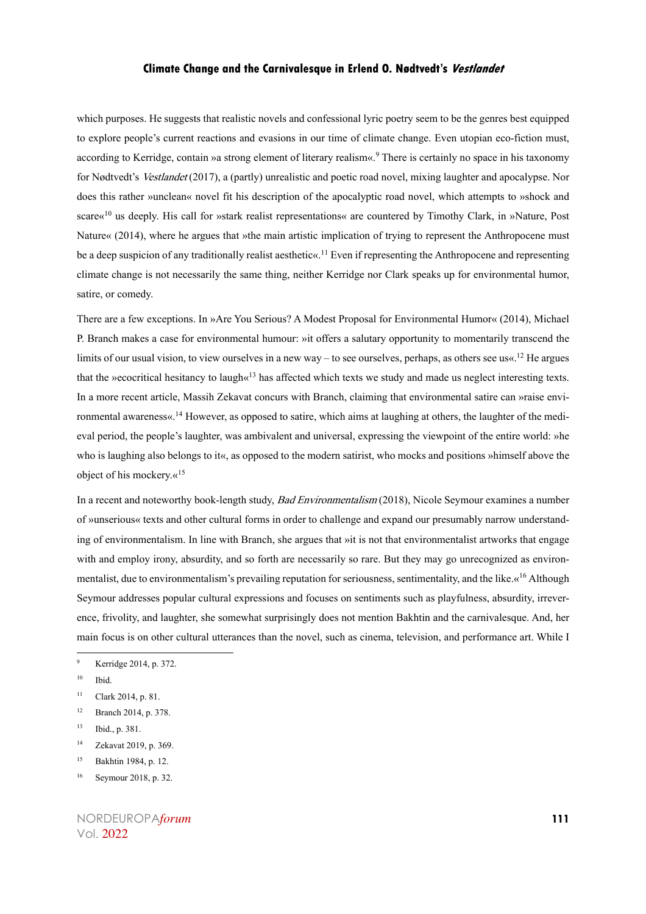which purposes. He suggests that realistic novels and confessional lyric poetry seem to be the genres best equipped to explore people's current reactions and evasions in our time of climate change. Even utopian eco-fiction must, according to Kerridge, contain »a strong element of literary realism«.[9] There is certainly no space in his taxonomy for Nødtvedt's *Vestlandet* (2017), a (partly) unrealistic and poetic road novel, mixing laughter and apocalypse. Nor does this rather »unclean« novel fit his description of the apocalyptic road novel, which attempts to »shock and scare«[10] us deeply. His call for »stark realist representations« are countered by Timothy Clark, in »Nature, Post Nature« (2014), where he argues that »the main artistic implication of trying to represent the Anthropocene must be a deep suspicion of any traditionally realist aesthetic«.[11] Even if representing the Anthropocene and representing climate change is not necessarily the same thing, neither Kerridge nor Clark speaks up for environmental humor, satire, or comedy.

There are a few exceptions. In »Are You Serious? A Modest Proposal for Environmental Humor« (2014), Michael P. Branch makes a case for environmental humour: »it offers a salutary opportunity to momentarily transcend the limits of our usual vision, to view ourselves in a new way – to see ourselves, perhaps, as others see us«.[12] He argues that the »ecocritical hesitancy to laugh«[13] has affected which texts we study and made us neglect interesting texts. In a more recent article, Massih Zekavat concurs with Branch, claiming that environmental satire can »raise environmental awareness«.[14] However, as opposed to satire, which aims at laughing at others, the laughter of the medieval period, the people's laughter, was ambivalent and universal, expressing the viewpoint of the entire world: »he who is laughing also belongs to it«, as opposed to the modern satirist, who mocks and positions »himself above the object of his mockery.«[15]

In a recent and noteworthy book-length study, *Bad Environmentalism* (2018), Nicole Seymour examines a number of »unserious« texts and other cultural forms in order to challenge and expand our presumably narrow understanding of environmentalism. In line with Branch, she argues that »it is not that environmentalist artworks that engage with and employ irony, absurdity, and so forth are necessarily so rare. But they may go unrecognized as environmentalist, due to environmentalism's prevailing reputation for seriousness, sentimentality, and the like.«[16] Although Seymour addresses popular cultural expressions and focuses on sentiments such as playfulness, absurdity, irreverence, frivolity, and laughter, she somewhat surprisingly does not mention Bakhtin and the carnivalesque. And, her main focus is on other cultural utterances than the novel, such as cinema, television, and performance art. While I

---

[9] Kerridge 2014, p. 372.

[10] Ibid.

[11] Clark 2014, p. 81.

[12] Branch 2014, p. 378.

[13] Ibid., p. 381.

[14] Zekavat 2019, p. 369.

[15] Bakhtin 1984, p. 12.

[16] Seymour 2018, p. 32.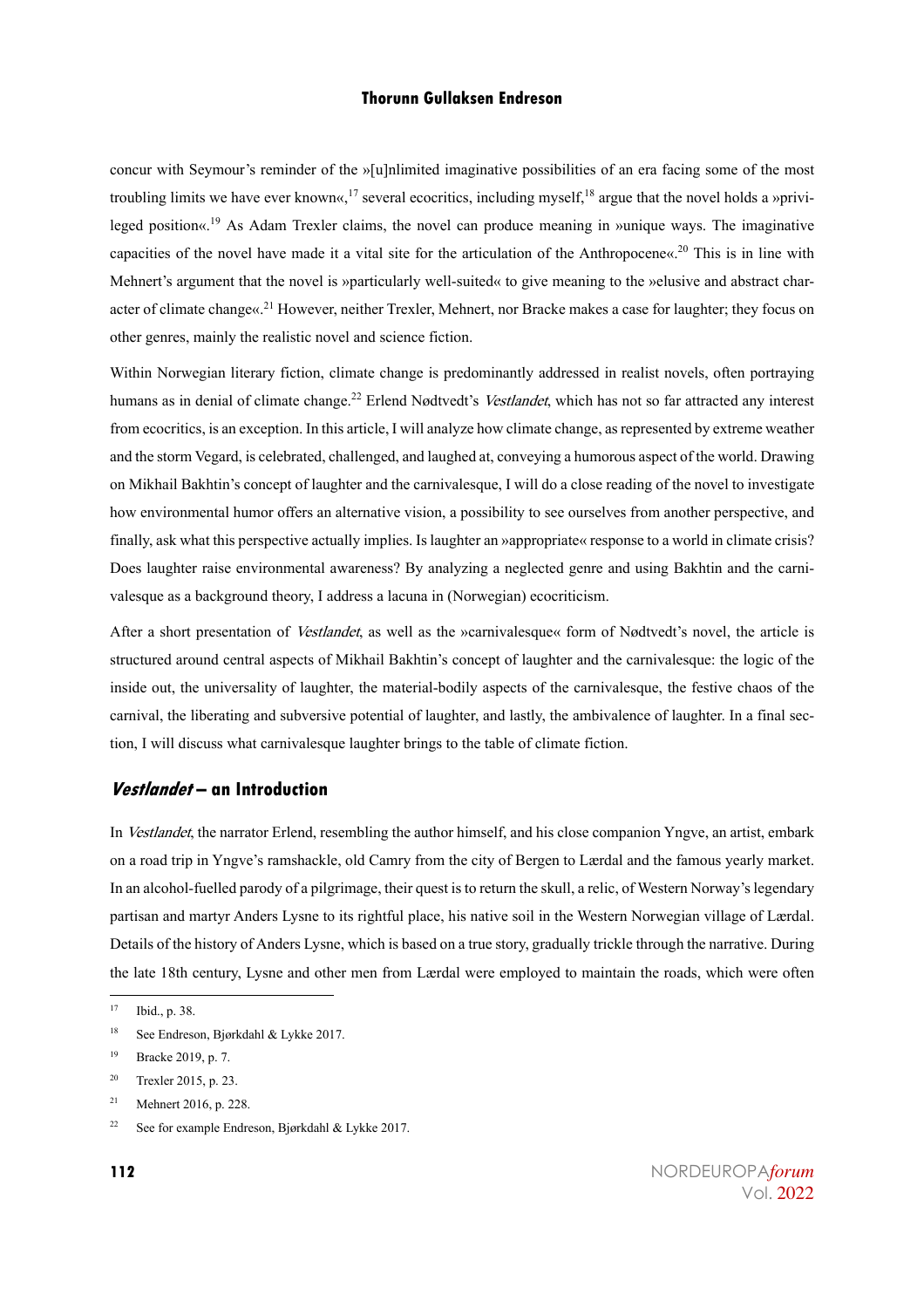concur with Seymour's reminder of the »[u]nlimited imaginative possibilities of an era facing some of the most troubling limits we have ever known«,[17] several ecocritics, including myself,[18] argue that the novel holds a »privileged position«.[19] As Adam Trexler claims, the novel can produce meaning in »unique ways. The imaginative capacities of the novel have made it a vital site for the articulation of the Anthropocene«.[20] This is in line with Mehnert's argument that the novel is »particularly well-suited« to give meaning to the »elusive and abstract character of climate change«.[21] However, neither Trexler, Mehnert, nor Bracke makes a case for laughter; they focus on other genres, mainly the realistic novel and science fiction.

Within Norwegian literary fiction, climate change is predominantly addressed in realist novels, often portraying humans as in denial of climate change.[22] Erlend Nødtvedt's *Vestlandet*, which has not so far attracted any interest from ecocritics, is an exception. In this article, I will analyze how climate change, as represented by extreme weather and the storm Vegard, is celebrated, challenged, and laughed at, conveying a humorous aspect of the world. Drawing on Mikhail Bakhtin's concept of laughter and the carnivalesque, I will do a close reading of the novel to investigate how environmental humor offers an alternative vision, a possibility to see ourselves from another perspective, and finally, ask what this perspective actually implies. Is laughter an »appropriate« response to a world in climate crisis? Does laughter raise environmental awareness? By analyzing a neglected genre and using Bakhtin and the carnivalesque as a background theory, I address a lacuna in (Norwegian) ecocriticism.

After a short presentation of *Vestlandet*, as well as the »carnivalesque« form of Nødtvedt's novel, the article is structured around central aspects of Mikhail Bakhtin's concept of laughter and the carnivalesque: the logic of the inside out, the universality of laughter, the material-bodily aspects of the carnivalesque, the festive chaos of the carnival, the liberating and subversive potential of laughter, and lastly, the ambivalence of laughter. In a final section, I will discuss what carnivalesque laughter brings to the table of climate fiction.

## *Vestlandet* – an Introduction

In *Vestlandet*, the narrator Erlend, resembling the author himself, and his close companion Yngve, an artist, embark on a road trip in Yngve's ramshackle, old Camry from the city of Bergen to Lærdal and the famous yearly market. In an alcohol-fuelled parody of a pilgrimage, their quest is to return the skull, a relic, of Western Norway's legendary partisan and martyr Anders Lysne to its rightful place, his native soil in the Western Norwegian village of Lærdal. Details of the history of Anders Lysne, which is based on a true story, gradually trickle through the narrative. During the late 18th century, Lysne and other men from Lærdal were employed to maintain the roads, which were often

---

[17] Ibid., p. 38.

[18] See Endreson, Bjørkdahl & Lykke 2017.

[19] Bracke 2019, p. 7.

[20] Trexler 2015, p. 23.

[21] Mehnert 2016, p. 228.

[22] See for example Endreson, Bjørkdahl & Lykke 2017.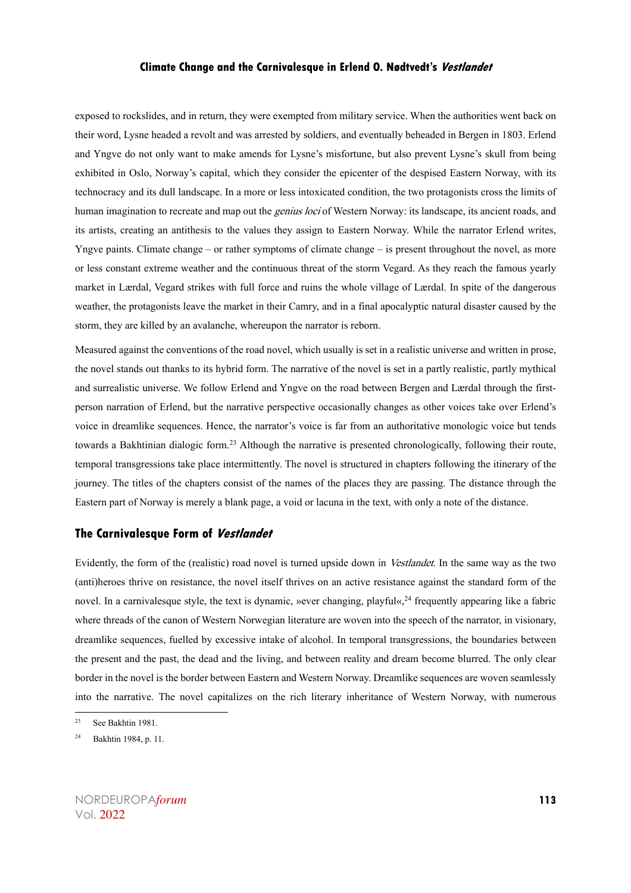exposed to rockslides, and in return, they were exempted from military service. When the authorities went back on their word, Lysne headed a revolt and was arrested by soldiers, and eventually beheaded in Bergen in 1803. Erlend and Yngve do not only want to make amends for Lysne's misfortune, but also prevent Lysne's skull from being exhibited in Oslo, Norway's capital, which they consider the epicenter of the despised Eastern Norway, with its technocracy and its dull landscape. In a more or less intoxicated condition, the two protagonists cross the limits of human imagination to recreate and map out the *genius loci* of Western Norway: its landscape, its ancient roads, and its artists, creating an antithesis to the values they assign to Eastern Norway. While the narrator Erlend writes, Yngve paints. Climate change – or rather symptoms of climate change – is present throughout the novel, as more or less constant extreme weather and the continuous threat of the storm Vegard. As they reach the famous yearly market in Lærdal, Vegard strikes with full force and ruins the whole village of Lærdal. In spite of the dangerous weather, the protagonists leave the market in their Camry, and in a final apocalyptic natural disaster caused by the storm, they are killed by an avalanche, whereupon the narrator is reborn.

Measured against the conventions of the road novel, which usually is set in a realistic universe and written in prose, the novel stands out thanks to its hybrid form. The narrative of the novel is set in a partly realistic, partly mythical and surrealistic universe. We follow Erlend and Yngve on the road between Bergen and Lærdal through the first-person narration of Erlend, but the narrative perspective occasionally changes as other voices take over Erlend's voice in dreamlike sequences. Hence, the narrator's voice is far from an authoritative monologic voice but tends towards a Bakhtinian dialogic form.[23] Although the narrative is presented chronologically, following their route, temporal transgressions take place intermittently. The novel is structured in chapters following the itinerary of the journey. The titles of the chapters consist of the names of the places they are passing. The distance through the Eastern part of Norway is merely a blank page, a void or lacuna in the text, with only a note of the distance.

## The Carnivalesque Form of *Vestlandet*

Evidently, the form of the (realistic) road novel is turned upside down in *Vestlandet*. In the same way as the two (anti)heroes thrive on resistance, the novel itself thrives on an active resistance against the standard form of the novel. In a carnivalesque style, the text is dynamic, »ever changing, playful«,[24] frequently appearing like a fabric where threads of the canon of Western Norwegian literature are woven into the speech of the narrator, in visionary, dreamlike sequences, fuelled by excessive intake of alcohol. In temporal transgressions, the boundaries between the present and the past, the dead and the living, and between reality and dream become blurred. The only clear border in the novel is the border between Eastern and Western Norway. Dreamlike sequences are woven seamlessly into the narrative. The novel capitalizes on the rich literary inheritance of Western Norway, with numerous

[23] See Bakhtin 1981.

[24] Bakhtin 1984, p. 11.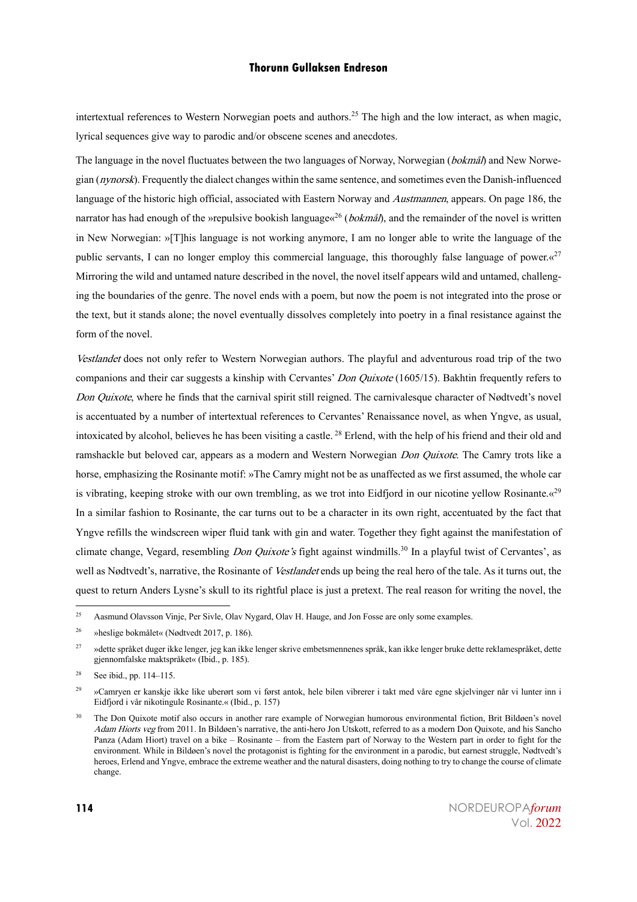intertextual references to Western Norwegian poets and authors.[25] The high and the low interact, as when magic, lyrical sequences give way to parodic and/or obscene scenes and anecdotes.

The language in the novel fluctuates between the two languages of Norway, Norwegian (*bokmål*) and New Norwegian (*nynorsk*). Frequently the dialect changes within the same sentence, and sometimes even the Danish-influenced language of the historic high official, associated with Eastern Norway and *Austmannen*, appears. On page 186, the narrator has had enough of the »repulsive bookish language«[26] (*bokmål*), and the remainder of the novel is written in New Norwegian: »[T]his language is not working anymore, I am no longer able to write the language of the public servants, I can no longer employ this commercial language, this thoroughly false language of power.«[27] Mirroring the wild and untamed nature described in the novel, the novel itself appears wild and untamed, challenging the boundaries of the genre. The novel ends with a poem, but now the poem is not integrated into the prose or the text, but it stands alone; the novel eventually dissolves completely into poetry in a final resistance against the form of the novel.

*Vestlandet* does not only refer to Western Norwegian authors. The playful and adventurous road trip of the two companions and their car suggests a kinship with Cervantes' *Don Quixote* (1605/15). Bakhtin frequently refers to *Don Quixote*, where he finds that the carnival spirit still reigned. The carnivalesque character of Nødtvedt's novel is accentuated by a number of intertextual references to Cervantes' Renaissance novel, as when Yngve, as usual, intoxicated by alcohol, believes he has been visiting a castle.[28] Erlend, with the help of his friend and their old and ramshackle but beloved car, appears as a modern and Western Norwegian *Don Quixote*. The Camry trots like a horse, emphasizing the Rosinante motif: »The Camry might not be as unaffected as we first assumed, the whole car is vibrating, keeping stroke with our own trembling, as we trot into Eidfjord in our nicotine yellow Rosinante.«[29] In a similar fashion to Rosinante, the car turns out to be a character in its own right, accentuated by the fact that Yngve refills the windscreen wiper fluid tank with gin and water. Together they fight against the manifestation of climate change, Vegard, resembling *Don Quixote's* fight against windmills.[30] In a playful twist of Cervantes', as well as Nødtvedt's, narrative, the Rosinante of *Vestlandet* ends up being the real hero of the tale. As it turns out, the quest to return Anders Lysne's skull to its rightful place is just a pretext. The real reason for writing the novel, the

---

[25] Aasmund Olavsson Vinje, Per Sivle, Olav Nygard, Olav H. Hauge, and Jon Fosse are only some examples.

[26] »heslige bokmålet« (Nødtvedt 2017, p. 186).

[27] »dette språket duger ikke lenger, jeg kan ikke lenger skrive embetsmennenes språk, kan ikke lenger bruke dette reklamespråket, dette gjennomfalske maktspråket« (Ibid., p. 185).

[28] See ibid., pp. 114–115.

[29] »Camryen er kanskje ikke like uberørt som vi først antok, hele bilen vibrerer i takt med våre egne skjelvinger når vi lunter inn i Eidfjord i vår nikotingule Rosinante.« (Ibid., p. 157)

[30] The Don Quixote motif also occurs in another rare example of Norwegian humorous environmental fiction, Brit Bildøen's novel *Adam Hiorts veg* from 2011. In Bildøen's narrative, the anti-hero Jon Utskott, referred to as a modern Don Quixote, and his Sancho Panza (Adam Hiort) travel on a bike – Rosinante – from the Eastern part of Norway to the Western part in order to fight for the environment. While in Bildøen's novel the protagonist is fighting for the environment in a parodic, but earnest struggle, Nødtvedt's heroes, Erlend and Yngve, embrace the extreme weather and the natural disasters, doing nothing to try to change the course of climate change.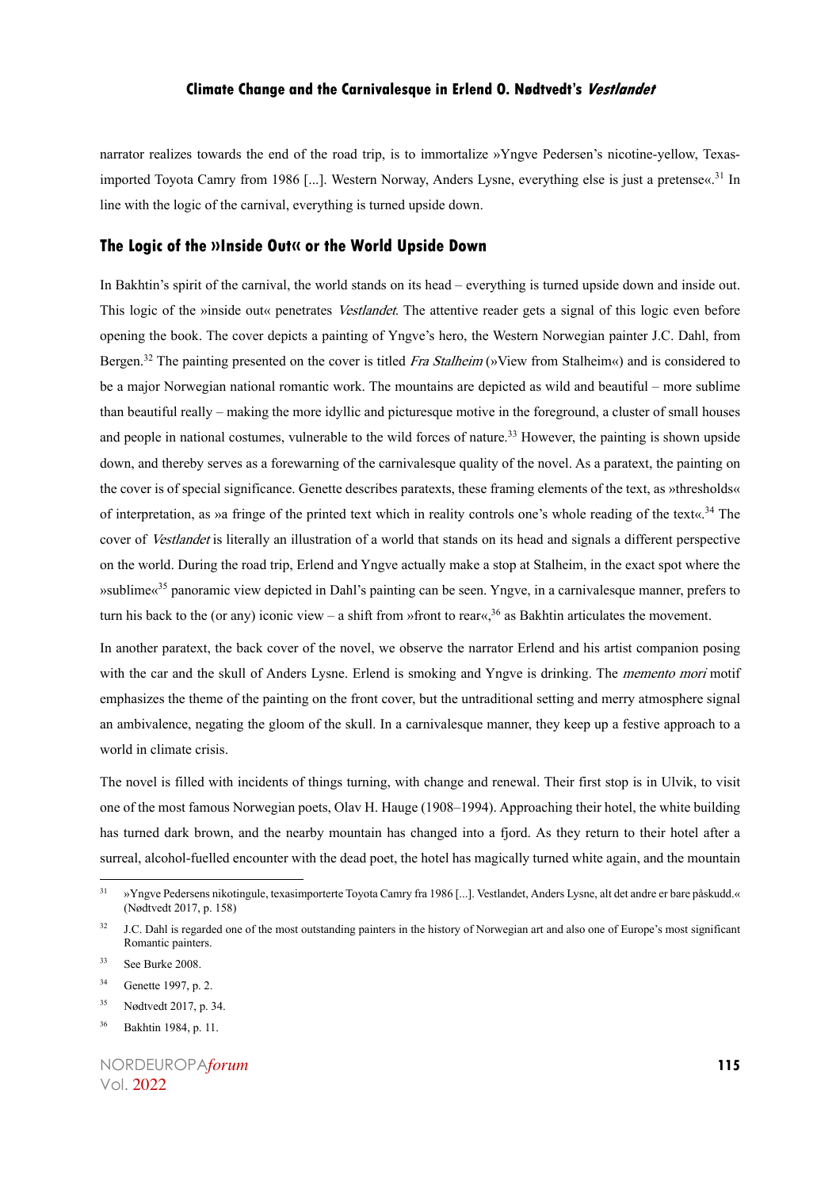narrator realizes towards the end of the road trip, is to immortalize »Yngve Pedersen's nicotine-yellow, Texas-imported Toyota Camry from 1986 [...]. Western Norway, Anders Lysne, everything else is just a pretense«.[31] In line with the logic of the carnival, everything is turned upside down.

## The Logic of the »Inside Out« or the World Upside Down

In Bakhtin's spirit of the carnival, the world stands on its head – everything is turned upside down and inside out. This logic of the »inside out« penetrates *Vestlandet*. The attentive reader gets a signal of this logic even before opening the book. The cover depicts a painting of Yngve's hero, the Western Norwegian painter J.C. Dahl, from Bergen.[32] The painting presented on the cover is titled *Fra Stalheim* (»View from Stalheim«) and is considered to be a major Norwegian national romantic work. The mountains are depicted as wild and beautiful – more sublime than beautiful really – making the more idyllic and picturesque motive in the foreground, a cluster of small houses and people in national costumes, vulnerable to the wild forces of nature.[33] However, the painting is shown upside down, and thereby serves as a forewarning of the carnivalesque quality of the novel. As a paratext, the painting on the cover is of special significance. Genette describes paratexts, these framing elements of the text, as »thresholds« of interpretation, as »a fringe of the printed text which in reality controls one's whole reading of the text«.[34] The cover of *Vestlandet* is literally an illustration of a world that stands on its head and signals a different perspective on the world. During the road trip, Erlend and Yngve actually make a stop at Stalheim, in the exact spot where the »sublime«[35] panoramic view depicted in Dahl's painting can be seen. Yngve, in a carnivalesque manner, prefers to turn his back to the (or any) iconic view – a shift from »front to rear«,[36] as Bakhtin articulates the movement.

In another paratext, the back cover of the novel, we observe the narrator Erlend and his artist companion posing with the car and the skull of Anders Lysne. Erlend is smoking and Yngve is drinking. The *memento mori* motif emphasizes the theme of the painting on the front cover, but the untraditional setting and merry atmosphere signal an ambivalence, negating the gloom of the skull. In a carnivalesque manner, they keep up a festive approach to a world in climate crisis.

The novel is filled with incidents of things turning, with change and renewal. Their first stop is in Ulvik, to visit one of the most famous Norwegian poets, Olav H. Hauge (1908–1994). Approaching their hotel, the white building has turned dark brown, and the nearby mountain has changed into a fjord. As they return to their hotel after a surreal, alcohol-fuelled encounter with the dead poet, the hotel has magically turned white again, and the mountain

---

[31] »Yngve Pedersens nikotingule, texasimporterte Toyota Camry fra 1986 [...]. Vestlandet, Anders Lysne, alt det andre er bare påskudd.« (Nødtvedt 2017, p. 158)

[32] J.C. Dahl is regarded one of the most outstanding painters in the history of Norwegian art and also one of Europe's most significant Romantic painters.

[33] See Burke 2008.

[34] Genette 1997, p. 2.

[35] Nødtvedt 2017, p. 34.

[36] Bakhtin 1984, p. 11.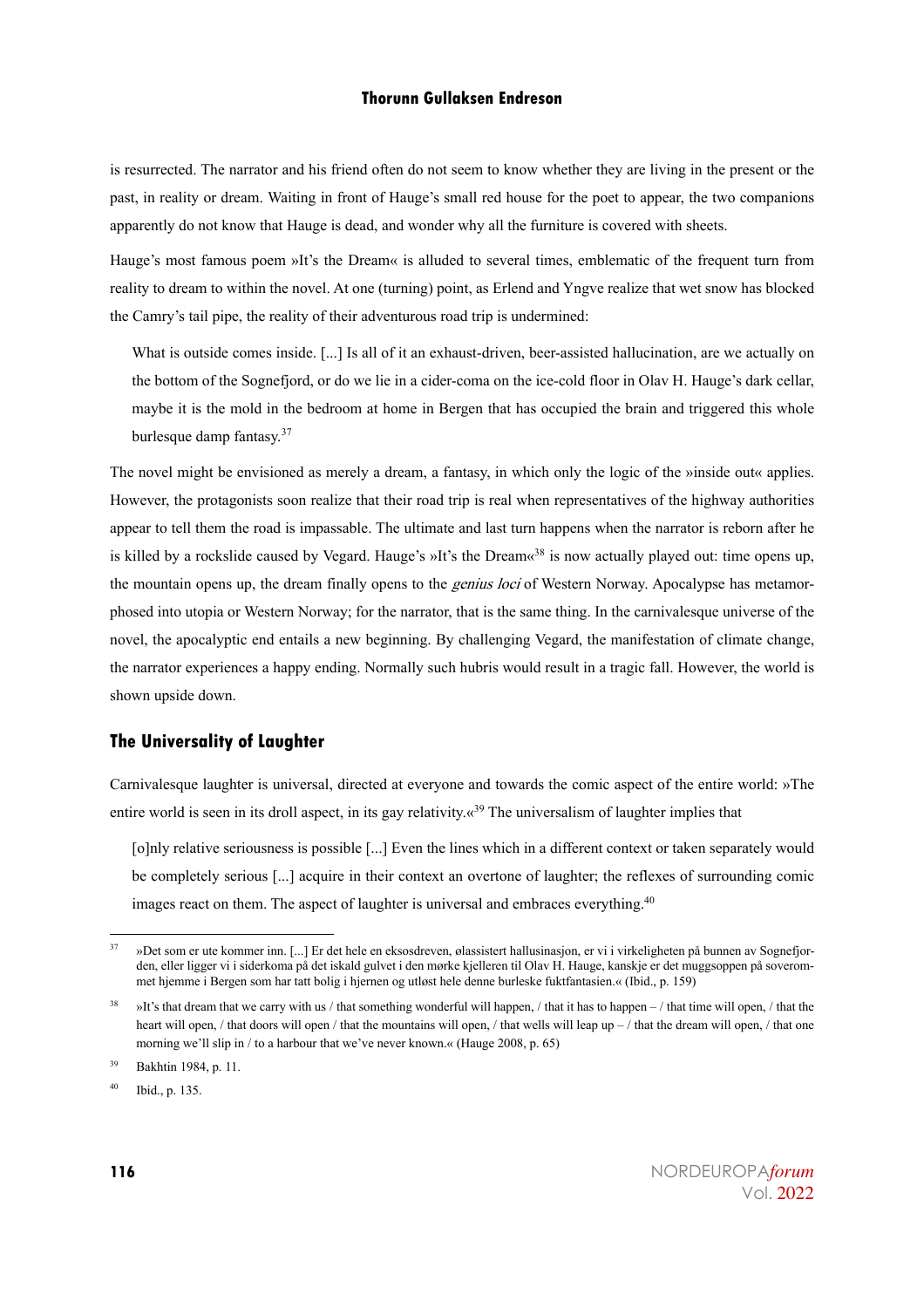is resurrected. The narrator and his friend often do not seem to know whether they are living in the present or the past, in reality or dream. Waiting in front of Hauge's small red house for the poet to appear, the two companions apparently do not know that Hauge is dead, and wonder why all the furniture is covered with sheets.

Hauge's most famous poem »It's the Dream« is alluded to several times, emblematic of the frequent turn from reality to dream to within the novel. At one (turning) point, as Erlend and Yngve realize that wet snow has blocked the Camry's tail pipe, the reality of their adventurous road trip is undermined:

> What is outside comes inside. [...] Is all of it an exhaust-driven, beer-assisted hallucination, are we actually on the bottom of the Sognefjord, or do we lie in a cider-coma on the ice-cold floor in Olav H. Hauge's dark cellar, maybe it is the mold in the bedroom at home in Bergen that has occupied the brain and triggered this whole burlesque damp fantasy.[37]

The novel might be envisioned as merely a dream, a fantasy, in which only the logic of the »inside out« applies. However, the protagonists soon realize that their road trip is real when representatives of the highway authorities appear to tell them the road is impassable. The ultimate and last turn happens when the narrator is reborn after he is killed by a rockslide caused by Vegard. Hauge's »It's the Dream«[38] is now actually played out: time opens up, the mountain opens up, the dream finally opens to the *genius loci* of Western Norway. Apocalypse has metamorphosed into utopia or Western Norway; for the narrator, that is the same thing. In the carnivalesque universe of the novel, the apocalyptic end entails a new beginning. By challenging Vegard, the manifestation of climate change, the narrator experiences a happy ending. Normally such hubris would result in a tragic fall. However, the world is shown upside down.

## The Universality of Laughter

Carnivalesque laughter is universal, directed at everyone and towards the comic aspect of the entire world: »The entire world is seen in its droll aspect, in its gay relativity.«[39] The universalism of laughter implies that

> [o]nly relative seriousness is possible [...] Even the lines which in a different context or taken separately would be completely serious [...] acquire in their context an overtone of laughter; the reflexes of surrounding comic images react on them. The aspect of laughter is universal and embraces everything.[40]

---

[37] »Det som er ute kommer inn. [...] Er det hele en eksosdreven, ølassistert hallusinasjon, er vi i virkeligheten på bunnen av Sognefjorden, eller ligger vi i siderkoma på det iskald gulvet i den mørke kjelleren til Olav H. Hauge, kanskje er det muggsoppen på soverommet hjemme i Bergen som har tatt bolig i hjernen og utløst hele denne burleske fuktfantasien.« (Ibid., p. 159)

[38] »It's that dream that we carry with us / that something wonderful will happen, / that it has to happen – / that time will open, / that the heart will open, / that doors will open / that the mountains will open, / that wells will leap up – / that the dream will open, / that one morning we'll slip in / to a harbour that we've never known.« (Hauge 2008, p. 65)

[39] Bakhtin 1984, p. 11.

[40] Ibid., p. 135.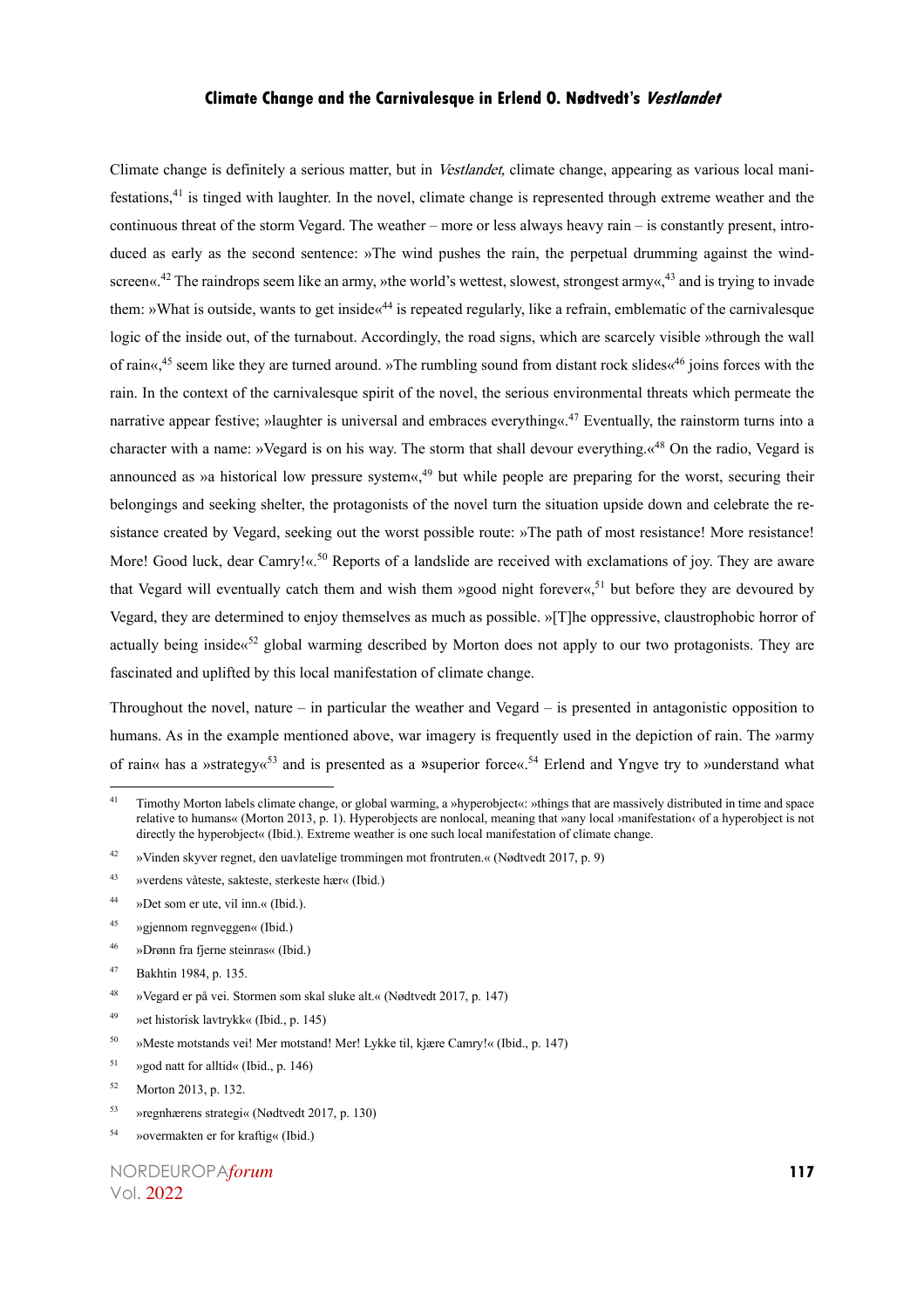Climate change is definitely a serious matter, but in *Vestlandet,* climate change, appearing as various local manifestations,[41] is tinged with laughter. In the novel, climate change is represented through extreme weather and the continuous threat of the storm Vegard. The weather – more or less always heavy rain – is constantly present, introduced as early as the second sentence: »The wind pushes the rain, the perpetual drumming against the windscreen«.[42] The raindrops seem like an army, »the world's wettest, slowest, strongest army«,[43] and is trying to invade them: »What is outside, wants to get inside«[44] is repeated regularly, like a refrain, emblematic of the carnivalesque logic of the inside out, of the turnabout. Accordingly, the road signs, which are scarcely visible »through the wall of rain«,[45] seem like they are turned around. »The rumbling sound from distant rock slides«[46] joins forces with the rain. In the context of the carnivalesque spirit of the novel, the serious environmental threats which permeate the narrative appear festive; »laughter is universal and embraces everything«.[47] Eventually, the rainstorm turns into a character with a name: »Vegard is on his way. The storm that shall devour everything.«[48] On the radio, Vegard is announced as »a historical low pressure system«,[49] but while people are preparing for the worst, securing their belongings and seeking shelter, the protagonists of the novel turn the situation upside down and celebrate the resistance created by Vegard, seeking out the worst possible route: »The path of most resistance! More resistance! More! Good luck, dear Camry!«.[50] Reports of a landslide are received with exclamations of joy. They are aware that Vegard will eventually catch them and wish them »good night forever«,[51] but before they are devoured by Vegard, they are determined to enjoy themselves as much as possible. »[T]he oppressive, claustrophobic horror of actually being inside«[52] global warming described by Morton does not apply to our two protagonists. They are fascinated and uplifted by this local manifestation of climate change.

Throughout the novel, nature – in particular the weather and Vegard – is presented in antagonistic opposition to humans. As in the example mentioned above, war imagery is frequently used in the depiction of rain. The »army of rain« has a »strategy«[53] and is presented as a »superior force«.[54] Erlend and Yngve try to »understand what

---

[41] Timothy Morton labels climate change, or global warming, a »hyperobject«: »things that are massively distributed in time and space relative to humans« (Morton 2013, p. 1). Hyperobjects are nonlocal, meaning that »any local ›manifestation‹ of a hyperobject is not directly the hyperobject« (Ibid.). Extreme weather is one such local manifestation of climate change.

[42] »Vinden skyver regnet, den uavlatelige trommingen mot frontruten.« (Nødtvedt 2017, p. 9)

[43] »verdens våteste, sakteste, sterkeste hær« (Ibid.)

[44] »Det som er ute, vil inn.« (Ibid.).

[45] »gjennom regnveggen« (Ibid.)

[46] »Drønn fra fjerne steinras« (Ibid.)

[47] Bakhtin 1984, p. 135.

[48] »Vegard er på vei. Stormen som skal sluke alt.« (Nødtvedt 2017, p. 147)

[49] »et historisk lavtrykk« (Ibid., p. 145)

[50] »Meste motstands vei! Mer motstand! Mer! Lykke til, kjære Camry!« (Ibid., p. 147)

[51] »god natt for alltid« (Ibid., p. 146)

[52] Morton 2013, p. 132.

[53] »regnhærens strategi« (Nødtvedt 2017, p. 130)

[54] »overmakten er for kraftig« (Ibid.)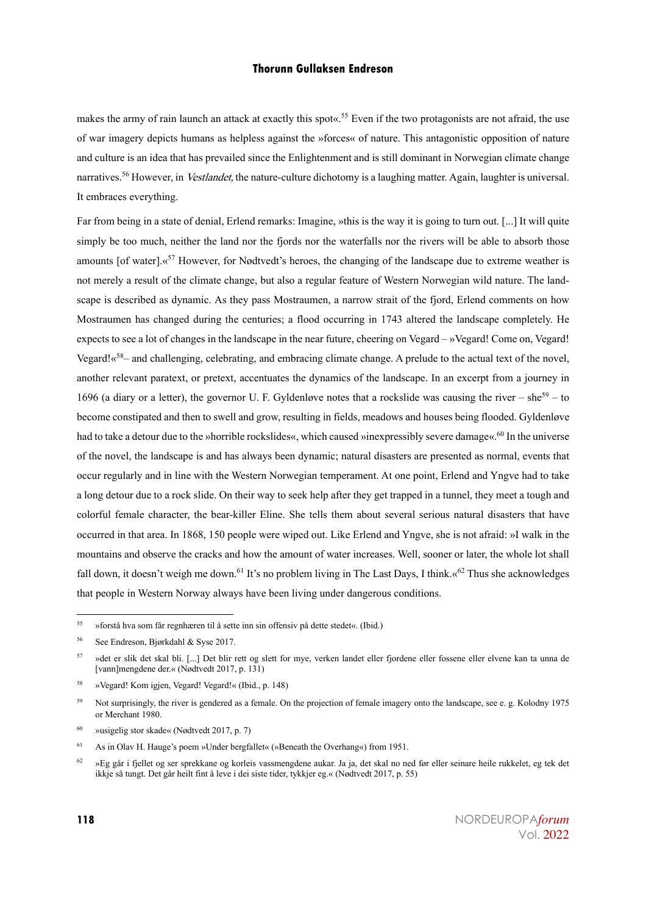makes the army of rain launch an attack at exactly this spot«.[55] Even if the two protagonists are not afraid, the use of war imagery depicts humans as helpless against the »forces« of nature. This antagonistic opposition of nature and culture is an idea that has prevailed since the Enlightenment and is still dominant in Norwegian climate change narratives.[56] However, in *Vestlandet,* the nature-culture dichotomy is a laughing matter. Again, laughter is universal. It embraces everything.

Far from being in a state of denial, Erlend remarks: Imagine, »this is the way it is going to turn out. [...] It will quite simply be too much, neither the land nor the fjords nor the waterfalls nor the rivers will be able to absorb those amounts [of water].«[57] However, for Nødtvedt's heroes, the changing of the landscape due to extreme weather is not merely a result of the climate change, but also a regular feature of Western Norwegian wild nature. The landscape is described as dynamic. As they pass Mostraumen, a narrow strait of the fjord, Erlend comments on how Mostraumen has changed during the centuries; a flood occurring in 1743 altered the landscape completely. He expects to see a lot of changes in the landscape in the near future, cheering on Vegard – »Vegard! Come on, Vegard! Vegard!«[58]– and challenging, celebrating, and embracing climate change. A prelude to the actual text of the novel, another relevant paratext, or pretext, accentuates the dynamics of the landscape. In an excerpt from a journey in 1696 (a diary or a letter), the governor U. F. Gyldenløve notes that a rockslide was causing the river – she[59] – to become constipated and then to swell and grow, resulting in fields, meadows and houses being flooded. Gyldenløve had to take a detour due to the »horrible rockslides«, which caused »inexpressibly severe damage«.[60] In the universe of the novel, the landscape is and has always been dynamic; natural disasters are presented as normal, events that occur regularly and in line with the Western Norwegian temperament. At one point, Erlend and Yngve had to take a long detour due to a rock slide. On their way to seek help after they get trapped in a tunnel, they meet a tough and colorful female character, the bear-killer Eline. She tells them about several serious natural disasters that have occurred in that area. In 1868, 150 people were wiped out. Like Erlend and Yngve, she is not afraid: »I walk in the mountains and observe the cracks and how the amount of water increases. Well, sooner or later, the whole lot shall fall down, it doesn't weigh me down.[61] It's no problem living in The Last Days, I think.«[62] Thus she acknowledges that people in Western Norway always have been living under dangerous conditions.

---

[55] »forstå hva som får regnhæren til å sette inn sin offensiv på dette stedet«. (Ibid.)

[56] See Endreson, Bjørkdahl & Syse 2017.

[57] »det er slik det skal bli. [...] Det blir rett og slett for mye, verken landet eller fjordene eller fossene eller elvene kan ta unna de [vann]mengdene der.« (Nødtvedt 2017, p. 131)

[58] »Vegard! Kom igjen, Vegard! Vegard!« (Ibid., p. 148)

[59] Not surprisingly, the river is gendered as a female. On the projection of female imagery onto the landscape, see e. g. Kolodny 1975 or Merchant 1980.

[60] »usigelig stor skade« (Nødtvedt 2017, p. 7)

[61] As in Olav H. Hauge's poem »Under bergfallet« (»Beneath the Overhang«) from 1951.

[62] »Eg går i fjellet og ser sprekkane og korleis vassmengdene aukar. Ja ja, det skal no ned før eller seinare heile rukkelet, eg tek det ikkje så tungt. Det går heilt fint å leve i dei siste tider, tykkjer eg.« (Nødtvedt 2017, p. 55)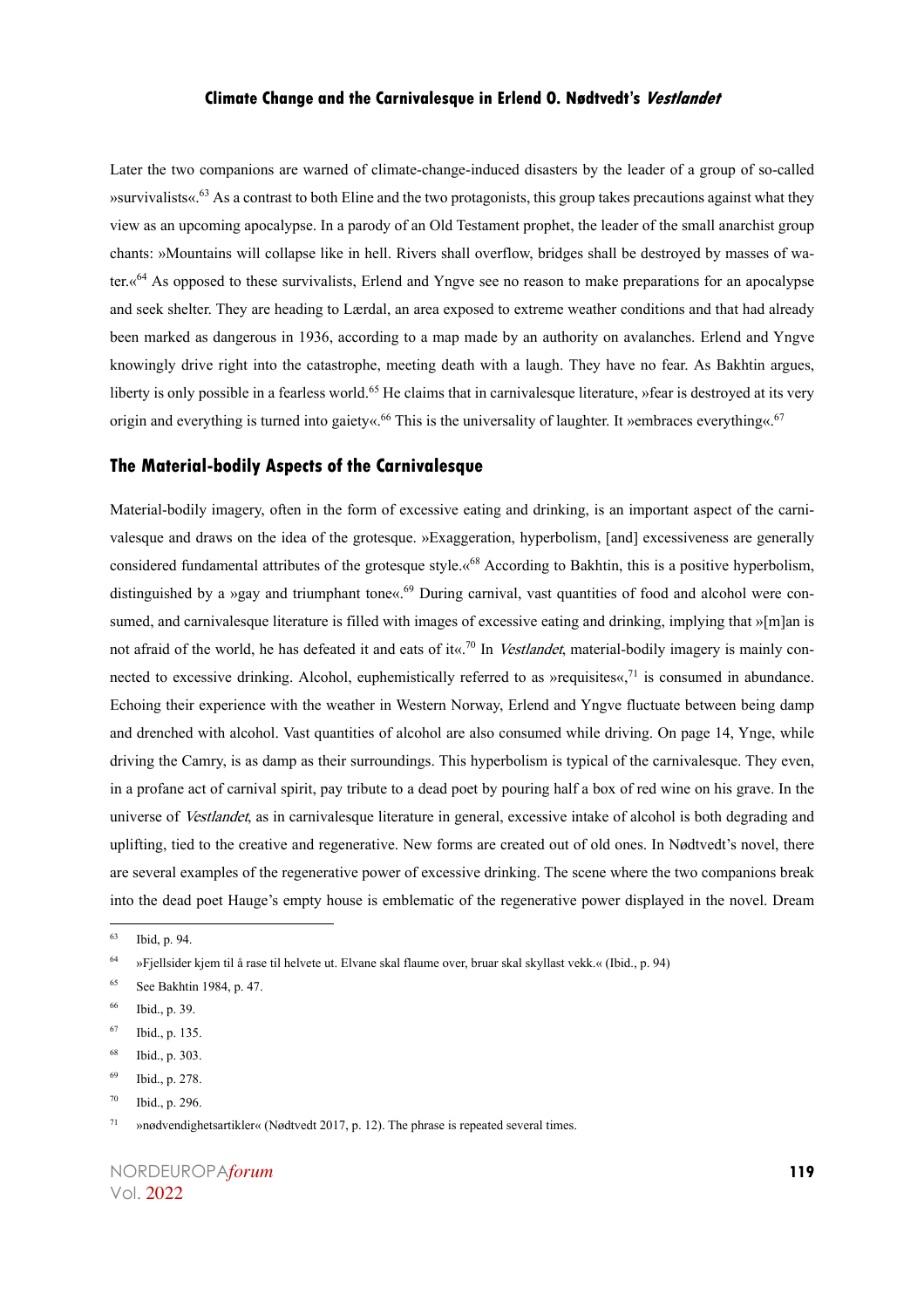Later the two companions are warned of climate-change-induced disasters by the leader of a group of so-called »survivalists«.[63] As a contrast to both Eline and the two protagonists, this group takes precautions against what they view as an upcoming apocalypse. In a parody of an Old Testament prophet, the leader of the small anarchist group chants: »Mountains will collapse like in hell. Rivers shall overflow, bridges shall be destroyed by masses of water.«[64] As opposed to these survivalists, Erlend and Yngve see no reason to make preparations for an apocalypse and seek shelter. They are heading to Lærdal, an area exposed to extreme weather conditions and that had already been marked as dangerous in 1936, according to a map made by an authority on avalanches. Erlend and Yngve knowingly drive right into the catastrophe, meeting death with a laugh. They have no fear. As Bakhtin argues, liberty is only possible in a fearless world.[65] He claims that in carnivalesque literature, »fear is destroyed at its very origin and everything is turned into gaiety«.[66] This is the universality of laughter. It »embraces everything«.[67]

## The Material-bodily Aspects of the Carnivalesque

Material-bodily imagery, often in the form of excessive eating and drinking, is an important aspect of the carnivalesque and draws on the idea of the grotesque. »Exaggeration, hyperbolism, [and] excessiveness are generally considered fundamental attributes of the grotesque style.«[68] According to Bakhtin, this is a positive hyperbolism, distinguished by a »gay and triumphant tone«.[69] During carnival, vast quantities of food and alcohol were consumed, and carnivalesque literature is filled with images of excessive eating and drinking, implying that »[m]an is not afraid of the world, he has defeated it and eats of it«.[70] In *Vestlandet*, material-bodily imagery is mainly connected to excessive drinking. Alcohol, euphemistically referred to as »requisites«,[71] is consumed in abundance. Echoing their experience with the weather in Western Norway, Erlend and Yngve fluctuate between being damp and drenched with alcohol. Vast quantities of alcohol are also consumed while driving. On page 14, Ynge, while driving the Camry, is as damp as their surroundings. This hyperbolism is typical of the carnivalesque. They even, in a profane act of carnival spirit, pay tribute to a dead poet by pouring half a box of red wine on his grave. In the universe of *Vestlandet*, as in carnivalesque literature in general, excessive intake of alcohol is both degrading and uplifting, tied to the creative and regenerative. New forms are created out of old ones. In Nødtvedt's novel, there are several examples of the regenerative power of excessive drinking. The scene where the two companions break into the dead poet Hauge's empty house is emblematic of the regenerative power displayed in the novel. Dream

---

[63] Ibid, p. 94.

[64] »Fjellsider kjem til å rase til helvete ut. Elvane skal flaume over, bruar skal skyllast vekk.« (Ibid., p. 94)

[65] See Bakhtin 1984, p. 47.

[66] Ibid., p. 39.

[67] Ibid., p. 135.

[68] Ibid., p. 303.

[69] Ibid., p. 278.

[70] Ibid., p. 296.

[71] »nødvendighetsartikler« (Nødtvedt 2017, p. 12). The phrase is repeated several times.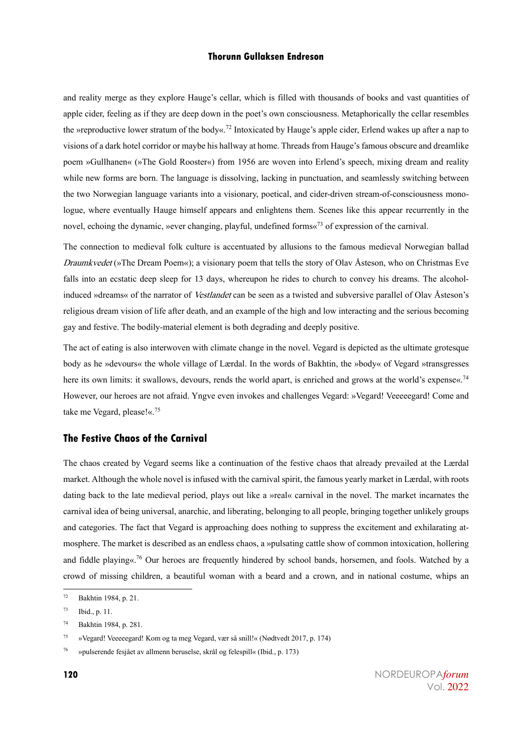and reality merge as they explore Hauge's cellar, which is filled with thousands of books and vast quantities of apple cider, feeling as if they are deep down in the poet's own consciousness. Metaphorically the cellar resembles the »reproductive lower stratum of the body«.[72] Intoxicated by Hauge's apple cider, Erlend wakes up after a nap to visions of a dark hotel corridor or maybe his hallway at home. Threads from Hauge's famous obscure and dreamlike poem »Gullhanen« (»The Gold Rooster«) from 1956 are woven into Erlend's speech, mixing dream and reality while new forms are born. The language is dissolving, lacking in punctuation, and seamlessly switching between the two Norwegian language variants into a visionary, poetical, and cider-driven stream-of-consciousness monologue, where eventually Hauge himself appears and enlightens them. Scenes like this appear recurrently in the novel, echoing the dynamic, »ever changing, playful, undefined forms«[73] of expression of the carnival.

The connection to medieval folk culture is accentuated by allusions to the famous medieval Norwegian ballad *Draumkvedet* (»The Dream Poem«); a visionary poem that tells the story of Olav Åsteson, who on Christmas Eve falls into an ecstatic deep sleep for 13 days, whereupon he rides to church to convey his dreams. The alcohol-induced »dreams« of the narrator of *Vestlandet* can be seen as a twisted and subversive parallel of Olav Åsteson's religious dream vision of life after death, and an example of the high and low interacting and the serious becoming gay and festive. The bodily-material element is both degrading and deeply positive.

The act of eating is also interwoven with climate change in the novel. Vegard is depicted as the ultimate grotesque body as he »devours« the whole village of Lærdal. In the words of Bakhtin, the »body« of Vegard »transgresses here its own limits: it swallows, devours, rends the world apart, is enriched and grows at the world's expense«.[74] However, our heroes are not afraid. Yngve even invokes and challenges Vegard: »Vegard! Veeeeegard! Come and take me Vegard, please!«.[75]

## The Festive Chaos of the Carnival

The chaos created by Vegard seems like a continuation of the festive chaos that already prevailed at the Lærdal market. Although the whole novel is infused with the carnival spirit, the famous yearly market in Lærdal, with roots dating back to the late medieval period, plays out like a »real« carnival in the novel. The market incarnates the carnival idea of being universal, anarchic, and liberating, belonging to all people, bringing together unlikely groups and categories. The fact that Vegard is approaching does nothing to suppress the excitement and exhilarating atmosphere. The market is described as an endless chaos, a »pulsating cattle show of common intoxication, hollering and fiddle playing«.[76] Our heroes are frequently hindered by school bands, horsemen, and fools. Watched by a crowd of missing children, a beautiful woman with a beard and a crown, and in national costume, whips an

---

[72] Bakhtin 1984, p. 21.

[73] Ibid., p. 11.

[74] Bakhtin 1984, p. 281.

[75] »Vegard! Veeeeegard! Kom og ta meg Vegard, vær så snill!« (Nødtvedt 2017, p. 174)

[76] »pulserende fesjået av allmenn beruselse, skrål og felespill« (Ibid., p. 173)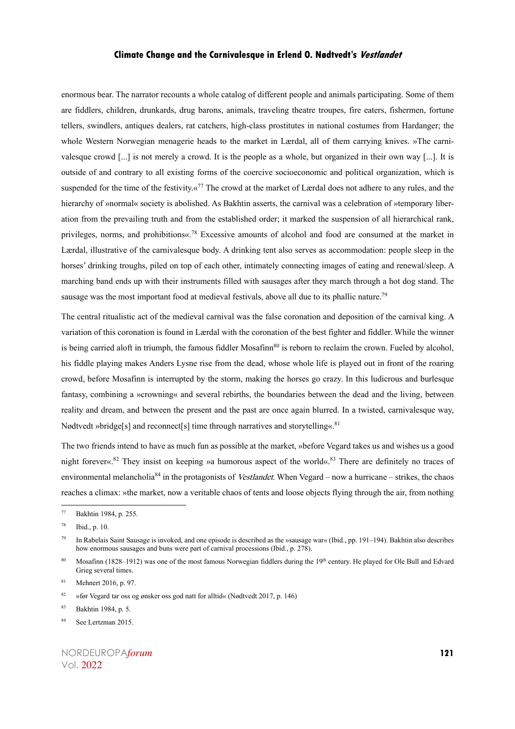enormous bear. The narrator recounts a whole catalog of different people and animals participating. Some of them are fiddlers, children, drunkards, drug barons, animals, traveling theatre troupes, fire eaters, fishermen, fortune tellers, swindlers, antiques dealers, rat catchers, high-class prostitutes in national costumes from Hardanger; the whole Western Norwegian menagerie heads to the market in Lærdal, all of them carrying knives. »The carnivalesque crowd [...] is not merely a crowd. It is the people as a whole, but organized in their own way [...]. It is outside of and contrary to all existing forms of the coercive socioeconomic and political organization, which is suspended for the time of the festivity.«[77] The crowd at the market of Lærdal does not adhere to any rules, and the hierarchy of »normal« society is abolished. As Bakhtin asserts, the carnival was a celebration of »temporary liberation from the prevailing truth and from the established order; it marked the suspension of all hierarchical rank, privileges, norms, and prohibitions«.[78] Excessive amounts of alcohol and food are consumed at the market in Lærdal, illustrative of the carnivalesque body. A drinking tent also serves as accommodation: people sleep in the horses' drinking troughs, piled on top of each other, intimately connecting images of eating and renewal/sleep. A marching band ends up with their instruments filled with sausages after they march through a hot dog stand. The sausage was the most important food at medieval festivals, above all due to its phallic nature.[79]

The central ritualistic act of the medieval carnival was the false coronation and deposition of the carnival king. A variation of this coronation is found in Lærdal with the coronation of the best fighter and fiddler. While the winner is being carried aloft in triumph, the famous fiddler Mosafinn[80] is reborn to reclaim the crown. Fueled by alcohol, his fiddle playing makes Anders Lysne rise from the dead, whose whole life is played out in front of the roaring crowd, before Mosafinn is interrupted by the storm, making the horses go crazy. In this ludicrous and burlesque fantasy, combining a »crowning« and several rebirths, the boundaries between the dead and the living, between reality and dream, and between the present and the past are once again blurred. In a twisted, carnivalesque way, Nødtvedt »bridge[s] and reconnect[s] time through narratives and storytelling«.[81]

The two friends intend to have as much fun as possible at the market, »before Vegard takes us and wishes us a good night forever«.[82] They insist on keeping »a humorous aspect of the world«.[83] There are definitely no traces of environmental melancholia[84] in the protagonists of *Vestlandet*. When Vegard – now a hurricane – strikes, the chaos reaches a climax: »the market, now a veritable chaos of tents and loose objects flying through the air, from nothing

---

[77] Bakhtin 1984, p. 255.

[78] Ibid., p. 10.

[79] In Rabelais Saint Sausage is invoked, and one episode is described as the »sausage war« (Ibid., pp. 191–194). Bakhtin also describes how enormous sausages and buns were part of carnival processions (Ibid., p. 278).

[80] Mosafinn (1828–1912) was one of the most famous Norwegian fiddlers during the 19th century. He played for Ole Bull and Edvard Grieg several times.

[81] Mehnert 2016, p. 97.

[82] »før Vegard tar oss og ønsker oss god natt for alltid« (Nødtvedt 2017, p. 146)

[83] Bakhtin 1984, p. 5.

[84] See Lertzman 2015.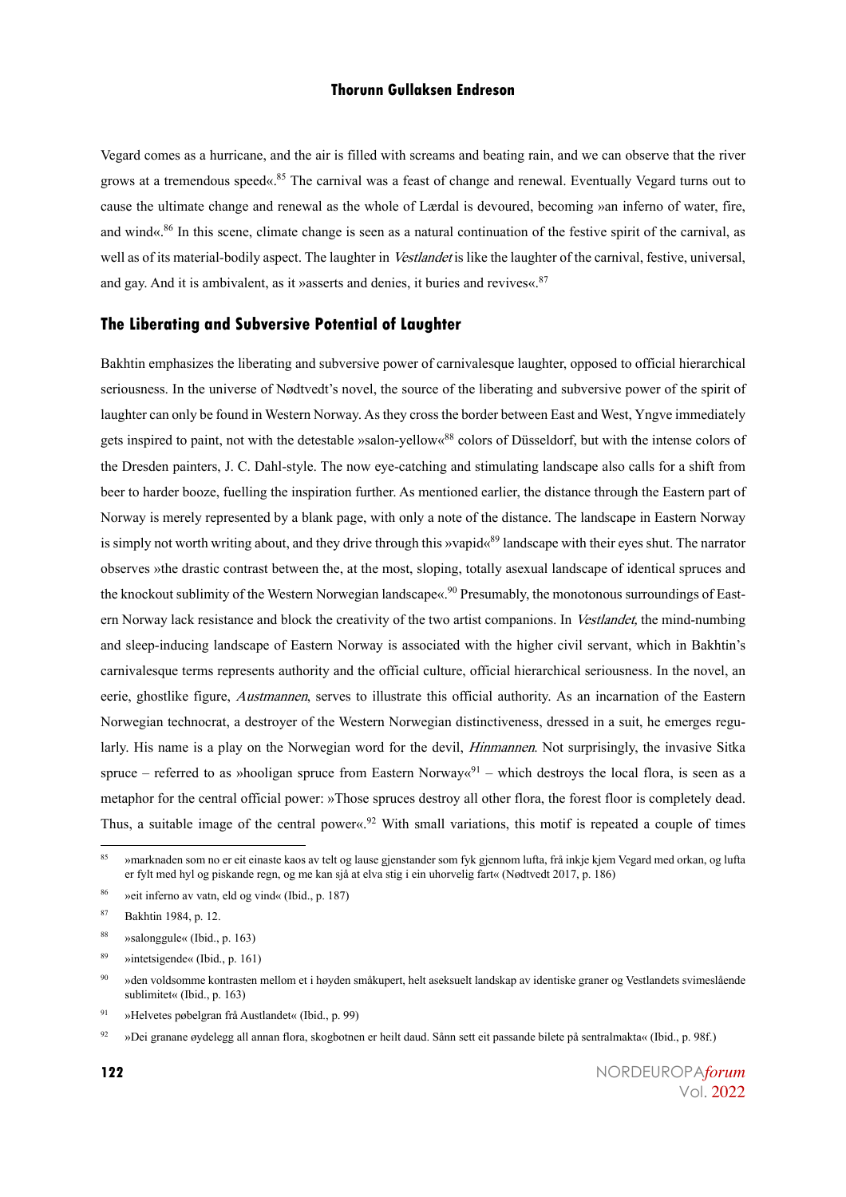Vegard comes as a hurricane, and the air is filled with screams and beating rain, and we can observe that the river grows at a tremendous speed«.[85] The carnival was a feast of change and renewal. Eventually Vegard turns out to cause the ultimate change and renewal as the whole of Lærdal is devoured, becoming »an inferno of water, fire, and wind«.[86] In this scene, climate change is seen as a natural continuation of the festive spirit of the carnival, as well as of its material-bodily aspect. The laughter in *Vestlandet* is like the laughter of the carnival, festive, universal, and gay. And it is ambivalent, as it »asserts and denies, it buries and revives«.[87]

## The Liberating and Subversive Potential of Laughter

Bakhtin emphasizes the liberating and subversive power of carnivalesque laughter, opposed to official hierarchical seriousness. In the universe of Nødtvedt's novel, the source of the liberating and subversive power of the spirit of laughter can only be found in Western Norway. As they cross the border between East and West, Yngve immediately gets inspired to paint, not with the detestable »salon-yellow«[88] colors of Düsseldorf, but with the intense colors of the Dresden painters, J. C. Dahl-style. The now eye-catching and stimulating landscape also calls for a shift from beer to harder booze, fuelling the inspiration further. As mentioned earlier, the distance through the Eastern part of Norway is merely represented by a blank page, with only a note of the distance. The landscape in Eastern Norway is simply not worth writing about, and they drive through this »vapid«[89] landscape with their eyes shut. The narrator observes »the drastic contrast between the, at the most, sloping, totally asexual landscape of identical spruces and the knockout sublimity of the Western Norwegian landscape«.[90] Presumably, the monotonous surroundings of Eastern Norway lack resistance and block the creativity of the two artist companions. In *Vestlandet,* the mind-numbing and sleep-inducing landscape of Eastern Norway is associated with the higher civil servant, which in Bakhtin's carnivalesque terms represents authority and the official culture, official hierarchical seriousness. In the novel, an eerie, ghostlike figure, *Austmannen*, serves to illustrate this official authority. As an incarnation of the Eastern Norwegian technocrat, a destroyer of the Western Norwegian distinctiveness, dressed in a suit, he emerges regularly. His name is a play on the Norwegian word for the devil, *Hinmannen*. Not surprisingly, the invasive Sitka spruce – referred to as »hooligan spruce from Eastern Norway«[91] – which destroys the local flora, is seen as a metaphor for the central official power: »Those spruces destroy all other flora, the forest floor is completely dead. Thus, a suitable image of the central power«.[92] With small variations, this motif is repeated a couple of times

---

[85] »marknaden som no er eit einaste kaos av telt og lause gjenstander som fyk gjennom lufta, frå inkje kjem Vegard med orkan, og lufta er fylt med hyl og piskande regn, og me kan sjå at elva stig i ein uhorvelig fart« (Nødtvedt 2017, p. 186)

[86] »eit inferno av vatn, eld og vind« (Ibid., p. 187)

[87] Bakhtin 1984, p. 12.

[88] »salonggule« (Ibid., p. 163)

[89] »intetsigende« (Ibid., p. 161)

[90] »den voldsomme kontrasten mellom et i høyden småkupert, helt aseksuelt landskap av identiske graner og Vestlandets svimeslående sublimitet« (Ibid., p. 163)

[91] »Helvetes pøbelgran frå Austlandet« (Ibid., p. 99)

[92] »Dei granane øydelegg all annan flora, skogbotnen er heilt daud. Sånn sett eit passande bilete på sentralmakta« (Ibid., p. 98f.)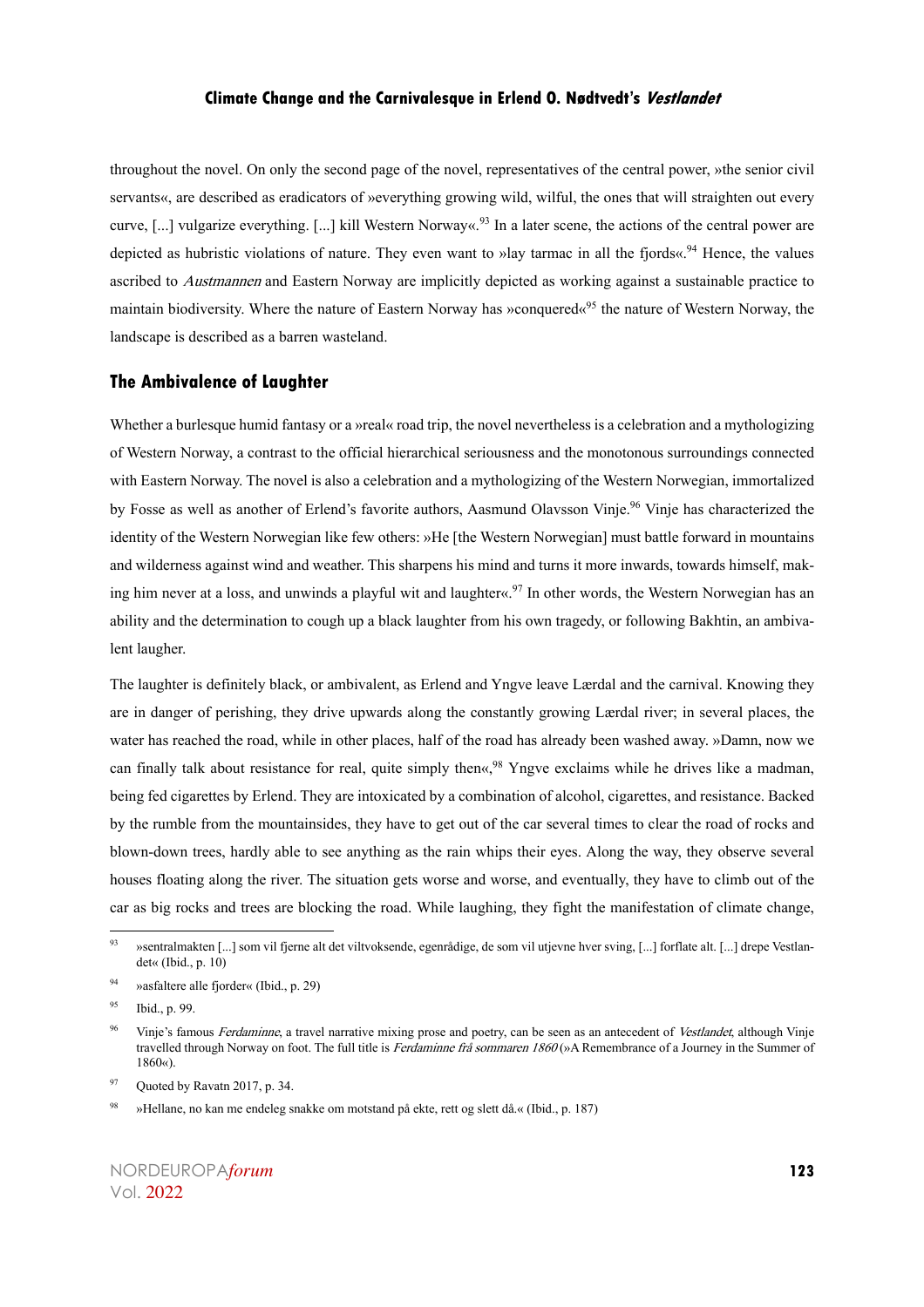throughout the novel. On only the second page of the novel, representatives of the central power, »the senior civil servants«, are described as eradicators of »everything growing wild, wilful, the ones that will straighten out every curve, [...] vulgarize everything. [...] kill Western Norway«.[93] In a later scene, the actions of the central power are depicted as hubristic violations of nature. They even want to »lay tarmac in all the fjords«.[94] Hence, the values ascribed to *Austmannen* and Eastern Norway are implicitly depicted as working against a sustainable practice to maintain biodiversity. Where the nature of Eastern Norway has »conquered«[95] the nature of Western Norway, the landscape is described as a barren wasteland.

## The Ambivalence of Laughter

Whether a burlesque humid fantasy or a »real« road trip, the novel nevertheless is a celebration and a mythologizing of Western Norway, a contrast to the official hierarchical seriousness and the monotonous surroundings connected with Eastern Norway. The novel is also a celebration and a mythologizing of the Western Norwegian, immortalized by Fosse as well as another of Erlend's favorite authors, Aasmund Olavsson Vinje.[96] Vinje has characterized the identity of the Western Norwegian like few others: »He [the Western Norwegian] must battle forward in mountains and wilderness against wind and weather. This sharpens his mind and turns it more inwards, towards himself, making him never at a loss, and unwinds a playful wit and laughter«.[97] In other words, the Western Norwegian has an ability and the determination to cough up a black laughter from his own tragedy, or following Bakhtin, an ambivalent laughter.

The laughter is definitely black, or ambivalent, as Erlend and Yngve leave Lærdal and the carnival. Knowing they are in danger of perishing, they drive upwards along the constantly growing Lærdal river; in several places, the water has reached the road, while in other places, half of the road has already been washed away. »Damn, now we can finally talk about resistance for real, quite simply then«,[98] Yngve exclaims while he drives like a madman, being fed cigarettes by Erlend. They are intoxicated by a combination of alcohol, cigarettes, and resistance. Backed by the rumble from the mountainsides, they have to get out of the car several times to clear the road of rocks and blown-down trees, hardly able to see anything as the rain whips their eyes. Along the way, they observe several houses floating along the river. The situation gets worse and worse, and eventually, they have to climb out of the car as big rocks and trees are blocking the road. While laughing, they fight the manifestation of climate change,

---

[93] »sentralmakten [...] som vil fjerne alt det viltvoksende, egenrådige, de som vil utjevne hver sving, [...] forflate alt. [...] drepe Vestlandet« (Ibid., p. 10)

[94] »asfaltere alle fjorder« (Ibid., p. 29)

[95] Ibid., p. 99.

[96] Vinje's famous *Ferdaminne*, a travel narrative mixing prose and poetry, can be seen as an antecedent of *Vestlandet*, although Vinje travelled through Norway on foot. The full title is *Ferdaminne frå sommaren 1860* (»A Remembrance of a Journey in the Summer of 1860«).

[97] Quoted by Ravatn 2017, p. 34.

[98] »Hellane, no kan me endeleg snakke om motstand på ekte, rett og slett då.« (Ibid., p. 187)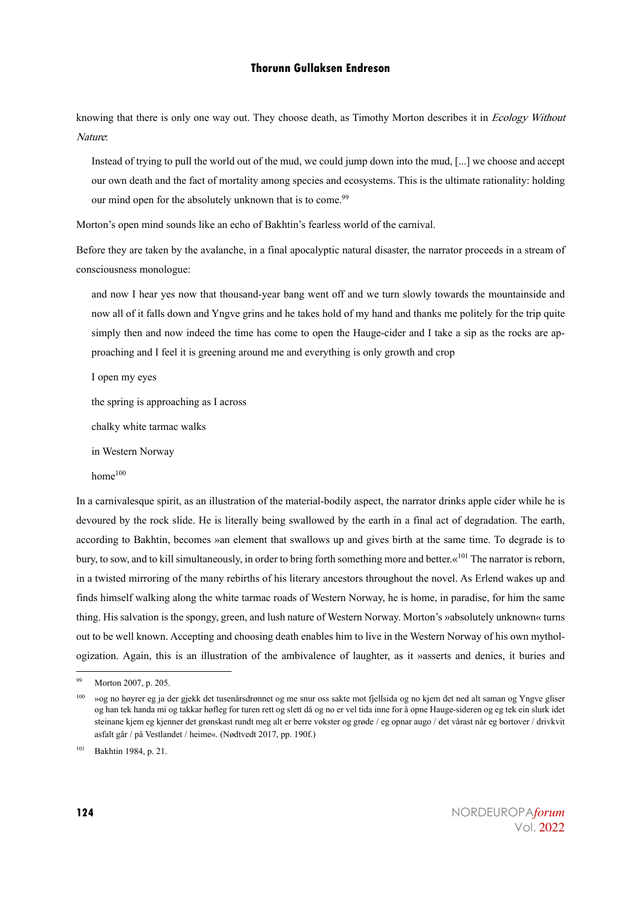knowing that there is only one way out. They choose death, as Timothy Morton describes it in *Ecology Without Nature*:

> Instead of trying to pull the world out of the mud, we could jump down into the mud, [...] we choose and accept our own death and the fact of mortality among species and ecosystems. This is the ultimate rationality: holding our mind open for the absolutely unknown that is to come.[99]

Morton's open mind sounds like an echo of Bakhtin's fearless world of the carnival.

Before they are taken by the avalanche, in a final apocalyptic natural disaster, the narrator proceeds in a stream of consciousness monologue:

> and now I hear yes now that thousand-year bang went off and we turn slowly towards the mountainside and now all of it falls down and Yngve grins and he takes hold of my hand and thanks me politely for the trip quite simply then and now indeed the time has come to open the Hauge-cider and I take a sip as the rocks are approaching and I feel it is greening around me and everything is only growth and crop
>
> I open my eyes
>
> the spring is approaching as I across
>
> chalky white tarmac walks
>
> in Western Norway
>
> home[100]

In a carnivalesque spirit, as an illustration of the material-bodily aspect, the narrator drinks apple cider while he is devoured by the rock slide. He is literally being swallowed by the earth in a final act of degradation. The earth, according to Bakhtin, becomes »an element that swallows up and gives birth at the same time. To degrade is to bury, to sow, and to kill simultaneously, in order to bring forth something more and better.«[101] The narrator is reborn, in a twisted mirroring of the many rebirths of his literary ancestors throughout the novel. As Erlend wakes up and finds himself walking along the white tarmac roads of Western Norway, he is home, in paradise, for him the same thing. His salvation is the spongy, green, and lush nature of Western Norway. Morton's »absolutely unknown« turns out to be well known. Accepting and choosing death enables him to live in the Western Norway of his own mythologization. Again, this is an illustration of the ambivalence of laughter, as it »asserts and denies, it buries and

---

[99] Morton 2007, p. 205.

[100] »og no høyrer eg ja der gjekk det tusenårsdrønnet og me snur oss sakte mot fjellsida og no kjem det ned alt saman og Yngve gliser og han tek handa mi og takkar høfleg for turen rett og slett då og no er vel tida inne for å opne Hauge-sideren og eg tek ein slurk idet steinane kjem eg kjenner det grønskast rundt meg alt er berre vokster og grøde / eg opnar augo / det vårast når eg bortover / drivkvit asfalt går / på Vestlandet / heime«. (Nødtvedt 2017, pp. 190f.)

[101] Bakhtin 1984, p. 21.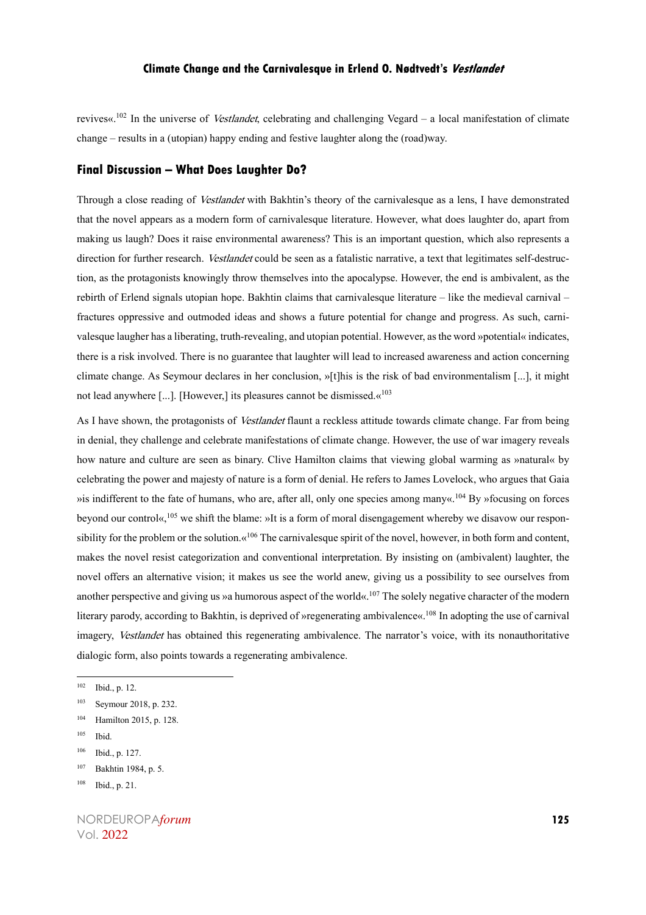revives«.[102] In the universe of *Vestlandet*, celebrating and challenging Vegard – a local manifestation of climate change – results in a (utopian) happy ending and festive laughter along the (road)way.

## Final Discussion – What Does Laughter Do?

Through a close reading of *Vestlandet* with Bakhtin's theory of the carnivalesque as a lens, I have demonstrated that the novel appears as a modern form of carnivalesque literature. However, what does laughter do, apart from making us laugh? Does it raise environmental awareness? This is an important question, which also represents a direction for further research. *Vestlandet* could be seen as a fatalistic narrative, a text that legitimates self-destruction, as the protagonists knowingly throw themselves into the apocalypse. However, the end is ambivalent, as the rebirth of Erlend signals utopian hope. Bakhtin claims that carnivalesque literature – like the medieval carnival – fractures oppressive and outmoded ideas and shows a future potential for change and progress. As such, carnivalesque laughter has a liberating, truth-revealing, and utopian potential. However, as the word »potential« indicates, there is a risk involved. There is no guarantee that laughter will lead to increased awareness and action concerning climate change. As Seymour declares in her conclusion, »[t]his is the risk of bad environmentalism [...], it might not lead anywhere [...]. [However,] its pleasures cannot be dismissed.«[103]

As I have shown, the protagonists of *Vestlandet* flaunt a reckless attitude towards climate change. Far from being in denial, they challenge and celebrate manifestations of climate change. However, the use of war imagery reveals how nature and culture are seen as binary. Clive Hamilton claims that viewing global warming as »natural« by celebrating the power and majesty of nature is a form of denial. He refers to James Lovelock, who argues that Gaia »is indifferent to the fate of humans, who are, after all, only one species among many«.[104] By »focusing on forces beyond our control«,[105] we shift the blame: »It is a form of moral disengagement whereby we disavow our responsibility for the problem or the solution.«[106] The carnivalesque spirit of the novel, however, in both form and content, makes the novel resist categorization and conventional interpretation. By insisting on (ambivalent) laughter, the novel offers an alternative vision; it makes us see the world anew, giving us a possibility to see ourselves from another perspective and giving us »a humorous aspect of the world«.[107] The solely negative character of the modern literary parody, according to Bakhtin, is deprived of »regenerating ambivalence«.[108] In adopting the use of carnival imagery, *Vestlandet* has obtained this regenerating ambivalence. The narrator's voice, with its nonauthoritative dialogic form, also points towards a regenerating ambivalence.

---

[102] Ibid., p. 12.

[103] Seymour 2018, p. 232.

[104] Hamilton 2015, p. 128.

[105] Ibid.

[106] Ibid., p. 127.

[107] Bakhtin 1984, p. 5.

[108] Ibid., p. 21.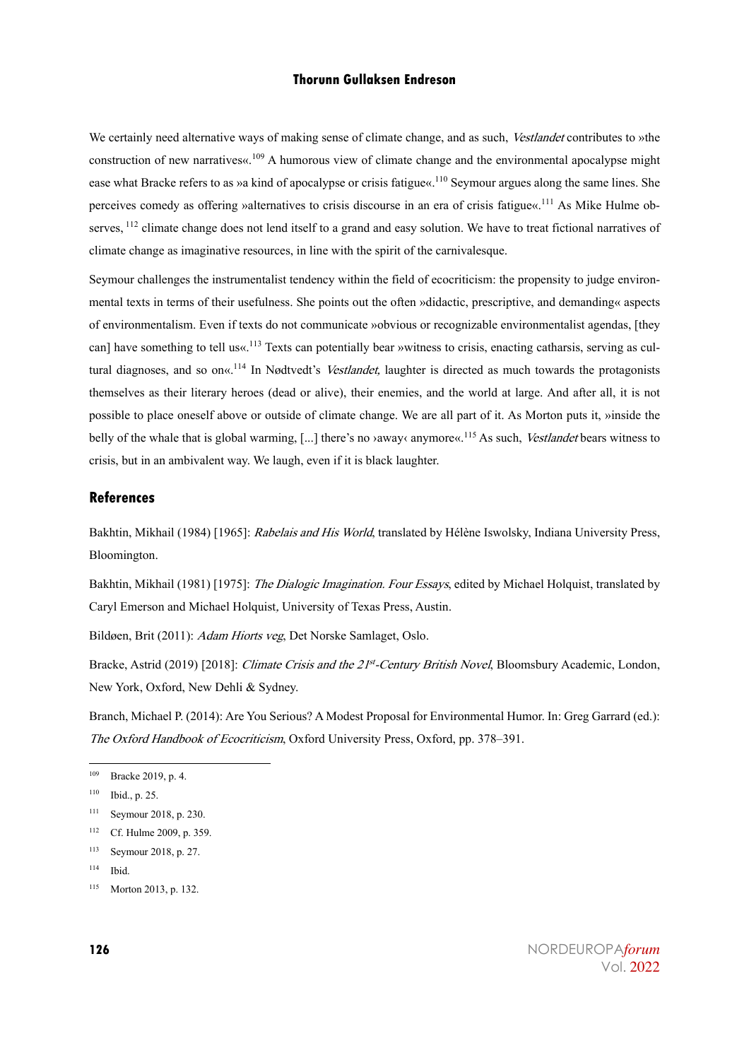We certainly need alternative ways of making sense of climate change, and as such, *Vestlandet* contributes to »the construction of new narratives«.[109] A humorous view of climate change and the environmental apocalypse might ease what Bracke refers to as »a kind of apocalypse or crisis fatigue«.[110] Seymour argues along the same lines. She perceives comedy as offering »alternatives to crisis discourse in an era of crisis fatigue«.[111] As Mike Hulme observes, [112] climate change does not lend itself to a grand and easy solution. We have to treat fictional narratives of climate change as imaginative resources, in line with the spirit of the carnivalesque.

Seymour challenges the instrumentalist tendency within the field of ecocriticism: the propensity to judge environmental texts in terms of their usefulness. She points out the often »didactic, prescriptive, and demanding« aspects of environmentalism. Even if texts do not communicate »obvious or recognizable environmentalist agendas, [they can] have something to tell us«.[113] Texts can potentially bear »witness to crisis, enacting catharsis, serving as cultural diagnoses, and so on«.[114] In Nødtvedt's *Vestlandet,* laughter is directed as much towards the protagonists themselves as their literary heroes (dead or alive), their enemies, and the world at large. And after all, it is not possible to place oneself above or outside of climate change. We are all part of it. As Morton puts it, »inside the belly of the whale that is global warming, [...] there's no ›away‹ anymore«.[115] As such, *Vestlandet* bears witness to crisis, but in an ambivalent way. We laugh, even if it is black laughter.

## References

Bakhtin, Mikhail (1984) [1965]: *Rabelais and His World*, translated by Hélène Iswolsky, Indiana University Press, Bloomington.

Bakhtin, Mikhail (1981) [1975]: *The Dialogic Imagination. Four Essays*, edited by Michael Holquist, translated by Caryl Emerson and Michael Holquist, University of Texas Press, Austin.

Bildøen, Brit (2011): *Adam Hiorts veg*, Det Norske Samlaget, Oslo.

Bracke, Astrid (2019) [2018]: *Climate Crisis and the 21st-Century British Novel*, Bloomsbury Academic, London, New York, Oxford, New Dehli & Sydney.

Branch, Michael P. (2014): Are You Serious? A Modest Proposal for Environmental Humor. In: Greg Garrard (ed.): *The Oxford Handbook of Ecocriticism*, Oxford University Press, Oxford, pp. 378–391.

---

[109] Bracke 2019, p. 4.

[110] Ibid., p. 25.

[111] Seymour 2018, p. 230.

[112] Cf. Hulme 2009, p. 359.

[113] Seymour 2018, p. 27.

[114] Ibid.

[115] Morton 2013, p. 132.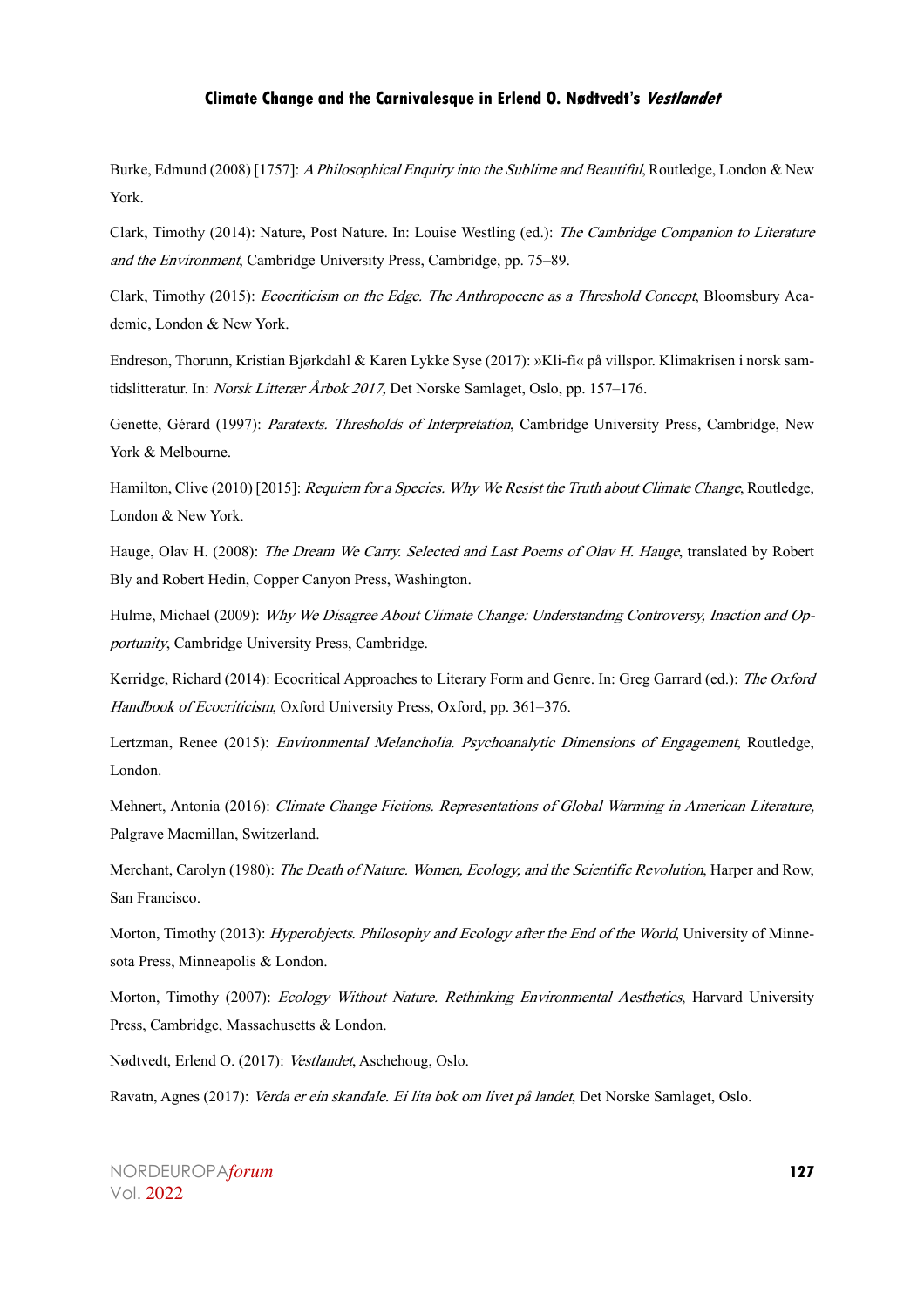Burke, Edmund (2008) [1757]: *A Philosophical Enquiry into the Sublime and Beautiful*, Routledge, London & New York.

Clark, Timothy (2014): Nature, Post Nature. In: Louise Westling (ed.): *The Cambridge Companion to Literature and the Environment*, Cambridge University Press, Cambridge, pp. 75–89.

Clark, Timothy (2015): *Ecocriticism on the Edge. The Anthropocene as a Threshold Concept*, Bloomsbury Academic, London & New York.

Endreson, Thorunn, Kristian Bjørkdahl & Karen Lykke Syse (2017): »Kli-fi« på villspor. Klimakrisen i norsk samtidslitteratur. In: *Norsk Litterær Årbok 2017*, Det Norske Samlaget, Oslo, pp. 157–176.

Genette, Gérard (1997): *Paratexts. Thresholds of Interpretation*, Cambridge University Press, Cambridge, New York & Melbourne.

Hamilton, Clive (2010) [2015]: *Requiem for a Species. Why We Resist the Truth about Climate Change*, Routledge, London & New York.

Hauge, Olav H. (2008): *The Dream We Carry. Selected and Last Poems of Olav H. Hauge*, translated by Robert Bly and Robert Hedin, Copper Canyon Press, Washington.

Hulme, Michael (2009): *Why We Disagree About Climate Change: Understanding Controversy, Inaction and Opportunity*, Cambridge University Press, Cambridge.

Kerridge, Richard (2014): Ecocritical Approaches to Literary Form and Genre. In: Greg Garrard (ed.): *The Oxford Handbook of Ecocriticism*, Oxford University Press, Oxford, pp. 361–376.

Lertzman, Renee (2015): *Environmental Melancholia. Psychoanalytic Dimensions of Engagement*, Routledge, London.

Mehnert, Antonia (2016): *Climate Change Fictions. Representations of Global Warming in American Literature,* Palgrave Macmillan, Switzerland.

Merchant, Carolyn (1980): *The Death of Nature. Women, Ecology, and the Scientific Revolution*, Harper and Row, San Francisco.

Morton, Timothy (2013): *Hyperobjects. Philosophy and Ecology after the End of the World*, University of Minnesota Press, Minneapolis & London.

Morton, Timothy (2007): *Ecology Without Nature. Rethinking Environmental Aesthetics*, Harvard University Press, Cambridge, Massachusetts & London.

Nødtvedt, Erlend O. (2017): *Vestlandet*, Aschehoug, Oslo.

Ravatn, Agnes (2017): *Verda er ein skandale. Ei lita bok om livet på landet*, Det Norske Samlaget, Oslo.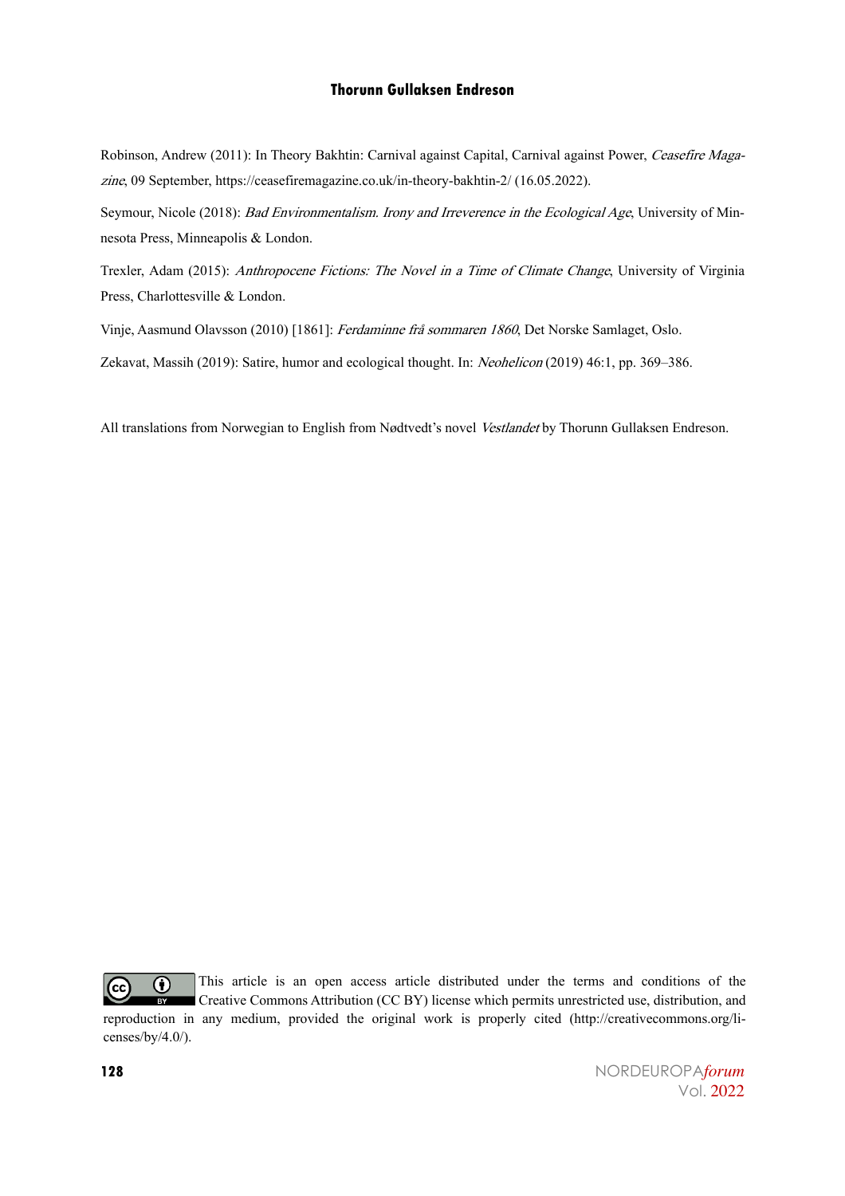Robinson, Andrew (2011): In Theory Bakhtin: Carnival against Capital, Carnival against Power, *Ceasefire Magazine*, 09 September, https://ceasefiremagazine.co.uk/in-theory-bakhtin-2/ (16.05.2022).

Seymour, Nicole (2018): *Bad Environmentalism. Irony and Irreverence in the Ecological Age*, University of Minnesota Press, Minneapolis & London.

Trexler, Adam (2015): *Anthropocene Fictions: The Novel in a Time of Climate Change*, University of Virginia Press, Charlottesville & London.

Vinje, Aasmund Olavsson (2010) [1861]: *Ferdaminne frå sommaren 1860*, Det Norske Samlaget, Oslo.

Zekavat, Massih (2019): Satire, humor and ecological thought. In: *Neohelicon* (2019) 46:1, pp. 369–386.

All translations from Norwegian to English from Nødtvedt's novel *Vestlandet* by Thorunn Gullaksen Endreson.

This article is an open access article distributed under the terms and conditions of the Creative Commons Attribution (CC BY) license which permits unrestricted use, distribution, and reproduction in any medium, provided the original work is properly cited (http://creativecommons.org/licenses/by/4.0/).